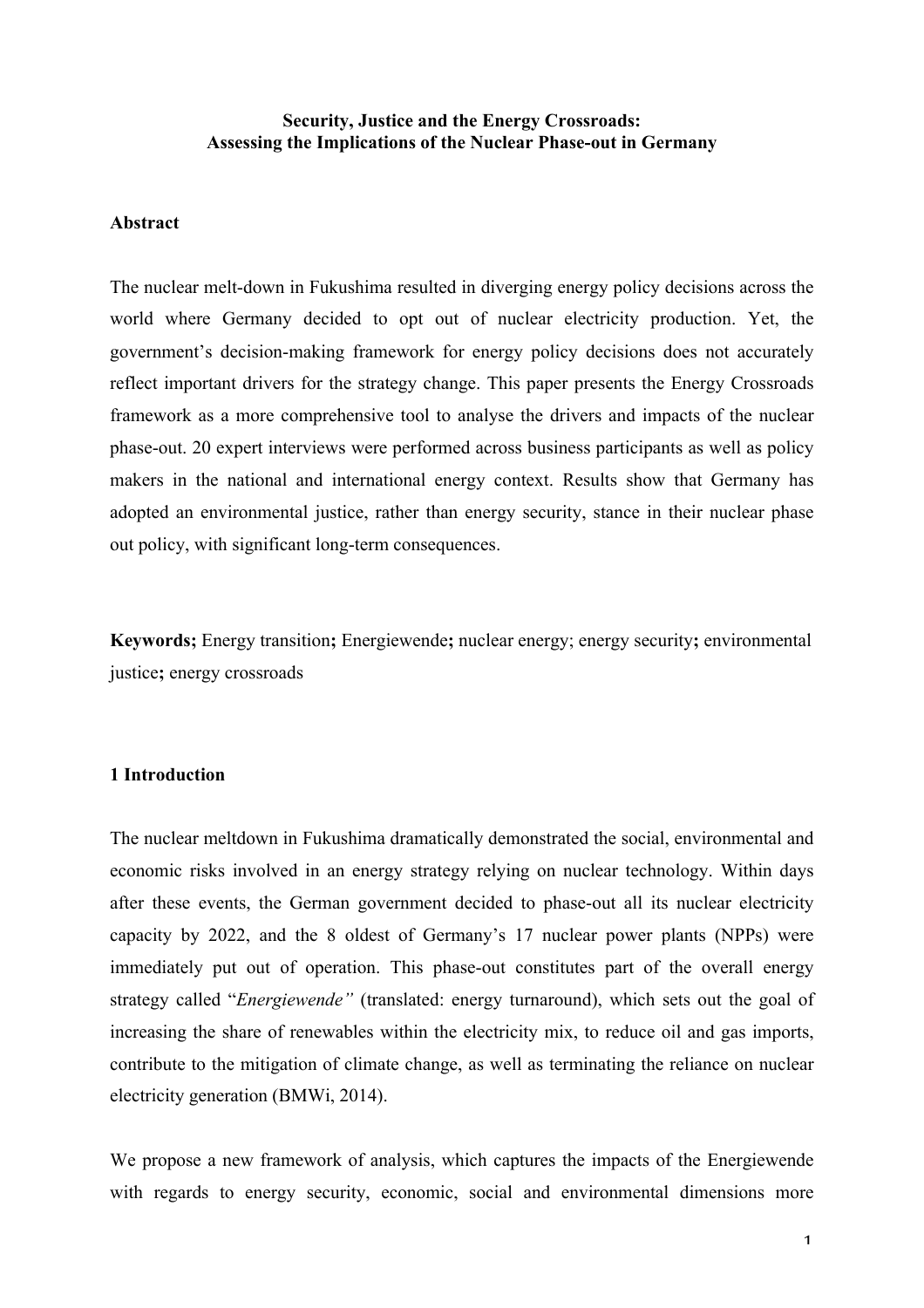**Security, Justice and the Energy Crossroads:**
**Assessing the Implications of the Nuclear Phase-out in Germany**

## Abstract

The nuclear melt-down in Fukushima resulted in diverging energy policy decisions across the world where Germany decided to opt out of nuclear electricity production. Yet, the government's decision-making framework for energy policy decisions does not accurately reflect important drivers for the strategy change. This paper presents the Energy Crossroads framework as a more comprehensive tool to analyse the drivers and impacts of the nuclear phase-out. 20 expert interviews were performed across business participants as well as policy makers in the national and international energy context. Results show that Germany has adopted an environmental justice, rather than energy security, stance in their nuclear phase out policy, with significant long-term consequences.

**Keywords;** Energy transition**;** Energiewende**;** nuclear energy; energy security**;** environmental justice**;** energy crossroads

## 1 Introduction

The nuclear meltdown in Fukushima dramatically demonstrated the social, environmental and economic risks involved in an energy strategy relying on nuclear technology. Within days after these events, the German government decided to phase-out all its nuclear electricity capacity by 2022, and the 8 oldest of Germany's 17 nuclear power plants (NPPs) were immediately put out of operation. This phase-out constitutes part of the overall energy strategy called "*Energiewende"* (translated: energy turnaround), which sets out the goal of increasing the share of renewables within the electricity mix, to reduce oil and gas imports, contribute to the mitigation of climate change, as well as terminating the reliance on nuclear electricity generation (BMWi, 2014).

We propose a new framework of analysis, which captures the impacts of the Energiewende with regards to energy security, economic, social and environmental dimensions more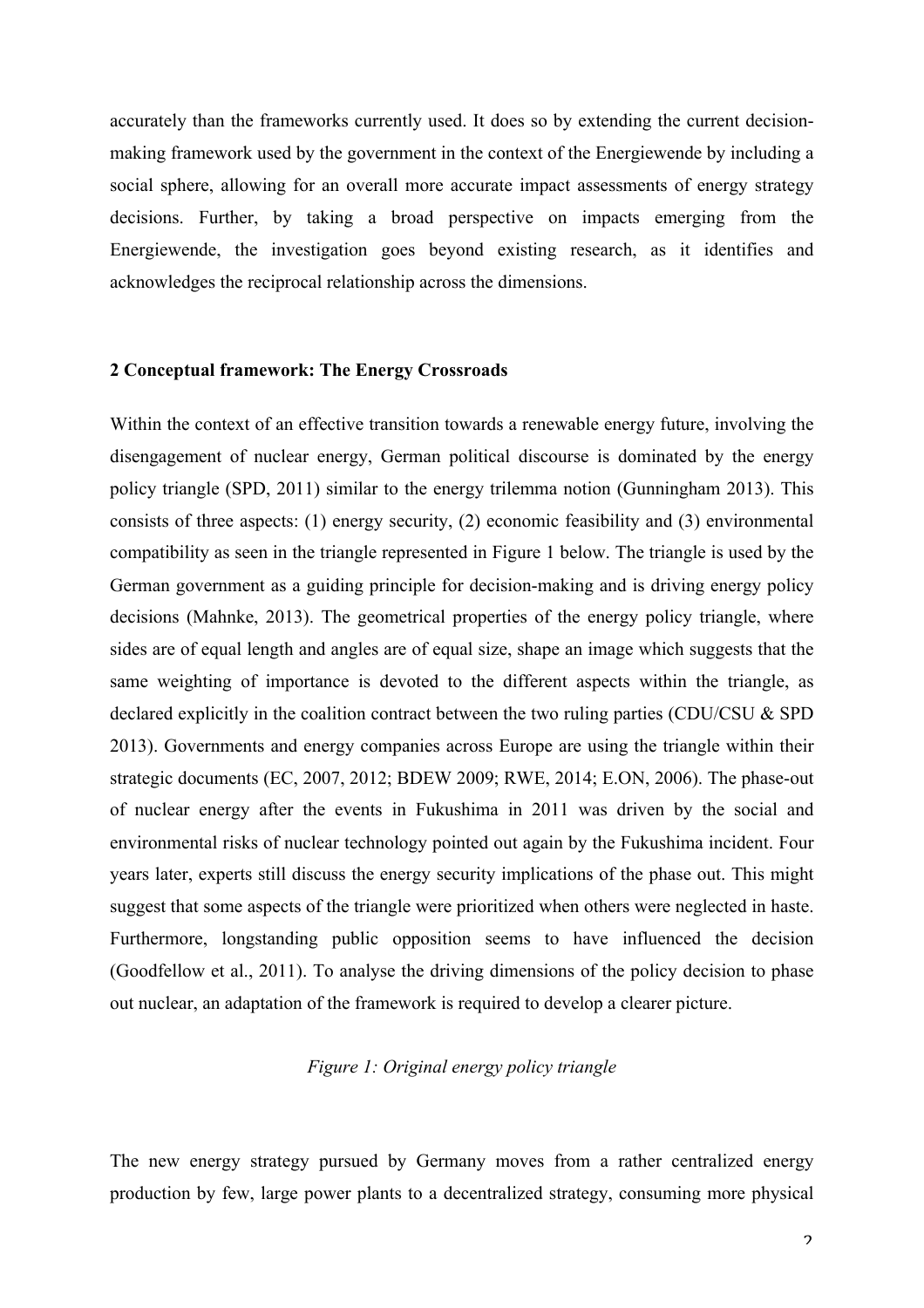accurately than the frameworks currently used. It does so by extending the current decision-making framework used by the government in the context of the Energiewende by including a social sphere, allowing for an overall more accurate impact assessments of energy strategy decisions. Further, by taking a broad perspective on impacts emerging from the Energiewende, the investigation goes beyond existing research, as it identifies and acknowledges the reciprocal relationship across the dimensions.

## 2 Conceptual framework: The Energy Crossroads

Within the context of an effective transition towards a renewable energy future, involving the disengagement of nuclear energy, German political discourse is dominated by the energy policy triangle (SPD, 2011) similar to the energy trilemma notion (Gunningham 2013). This consists of three aspects: (1) energy security, (2) economic feasibility and (3) environmental compatibility as seen in the triangle represented in Figure 1 below. The triangle is used by the German government as a guiding principle for decision-making and is driving energy policy decisions (Mahnke, 2013). The geometrical properties of the energy policy triangle, where sides are of equal length and angles are of equal size, shape an image which suggests that the same weighting of importance is devoted to the different aspects within the triangle, as declared explicitly in the coalition contract between the two ruling parties (CDU/CSU & SPD 2013). Governments and energy companies across Europe are using the triangle within their strategic documents (EC, 2007, 2012; BDEW 2009; RWE, 2014; E.ON, 2006). The phase-out of nuclear energy after the events in Fukushima in 2011 was driven by the social and environmental risks of nuclear technology pointed out again by the Fukushima incident. Four years later, experts still discuss the energy security implications of the phase out. This might suggest that some aspects of the triangle were prioritized when others were neglected in haste. Furthermore, longstanding public opposition seems to have influenced the decision (Goodfellow et al., 2011). To analyse the driving dimensions of the policy decision to phase out nuclear, an adaptation of the framework is required to develop a clearer picture.

*Figure 1: Original energy policy triangle*

The new energy strategy pursued by Germany moves from a rather centralized energy production by few, large power plants to a decentralized strategy, consuming more physical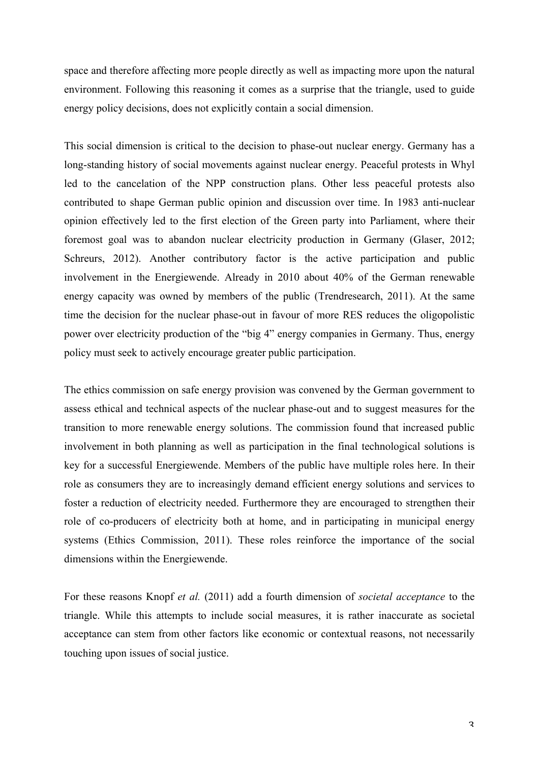space and therefore affecting more people directly as well as impacting more upon the natural environment. Following this reasoning it comes as a surprise that the triangle, used to guide energy policy decisions, does not explicitly contain a social dimension.

This social dimension is critical to the decision to phase-out nuclear energy. Germany has a long-standing history of social movements against nuclear energy. Peaceful protests in Whyl led to the cancelation of the NPP construction plans. Other less peaceful protests also contributed to shape German public opinion and discussion over time. In 1983 anti-nuclear opinion effectively led to the first election of the Green party into Parliament, where their foremost goal was to abandon nuclear electricity production in Germany (Glaser, 2012; Schreurs, 2012). Another contributory factor is the active participation and public involvement in the Energiewende. Already in 2010 about 40% of the German renewable energy capacity was owned by members of the public (Trendresearch, 2011). At the same time the decision for the nuclear phase-out in favour of more RES reduces the oligopolistic power over electricity production of the "big 4" energy companies in Germany. Thus, energy policy must seek to actively encourage greater public participation.

The ethics commission on safe energy provision was convened by the German government to assess ethical and technical aspects of the nuclear phase-out and to suggest measures for the transition to more renewable energy solutions. The commission found that increased public involvement in both planning as well as participation in the final technological solutions is key for a successful Energiewende. Members of the public have multiple roles here. In their role as consumers they are to increasingly demand efficient energy solutions and services to foster a reduction of electricity needed. Furthermore they are encouraged to strengthen their role of co-producers of electricity both at home, and in participating in municipal energy systems (Ethics Commission, 2011). These roles reinforce the importance of the social dimensions within the Energiewende.

For these reasons Knopf *et al.* (2011) add a fourth dimension of *societal acceptance* to the triangle. While this attempts to include social measures, it is rather inaccurate as societal acceptance can stem from other factors like economic or contextual reasons, not necessarily touching upon issues of social justice.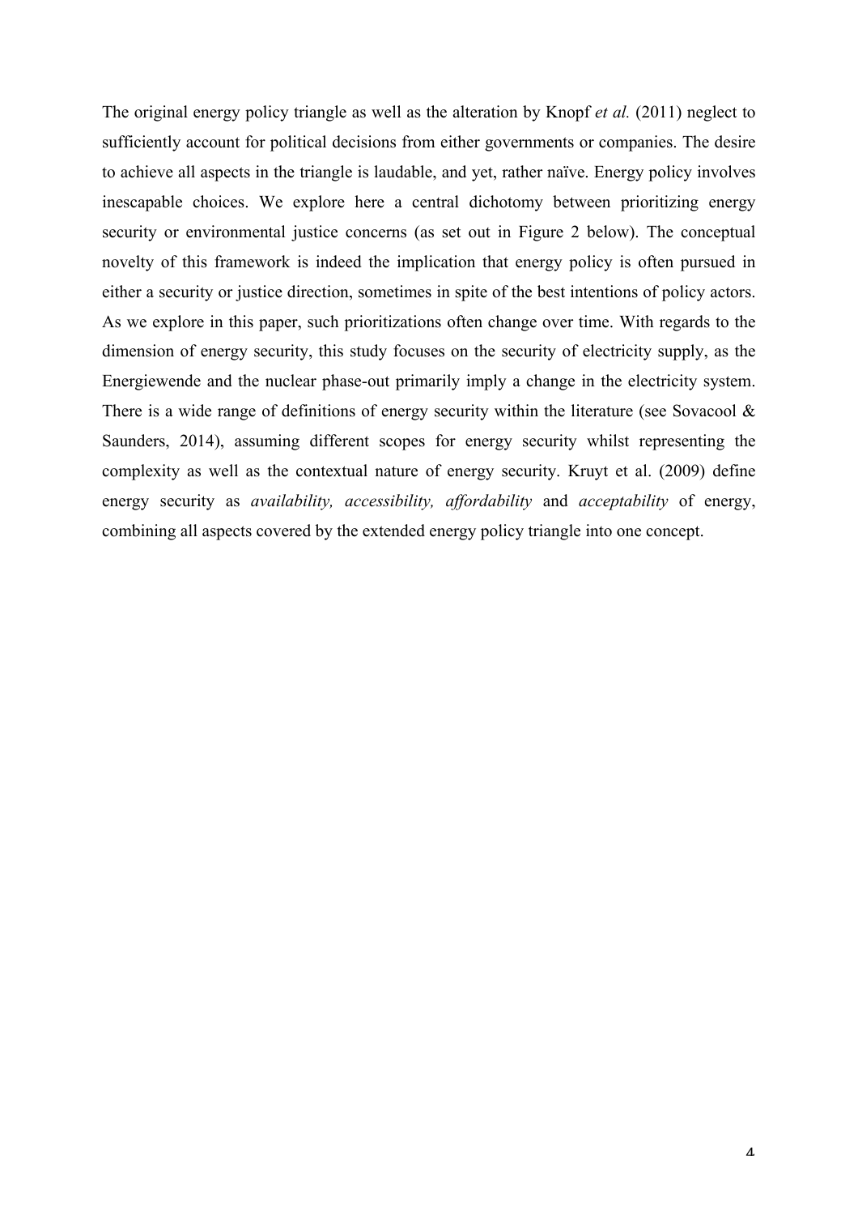The original energy policy triangle as well as the alteration by Knopf *et al.* (2011) neglect to sufficiently account for political decisions from either governments or companies. The desire to achieve all aspects in the triangle is laudable, and yet, rather naïve. Energy policy involves inescapable choices. We explore here a central dichotomy between prioritizing energy security or environmental justice concerns (as set out in Figure 2 below). The conceptual novelty of this framework is indeed the implication that energy policy is often pursued in either a security or justice direction, sometimes in spite of the best intentions of policy actors. As we explore in this paper, such prioritizations often change over time. With regards to the dimension of energy security, this study focuses on the security of electricity supply, as the Energiewende and the nuclear phase-out primarily imply a change in the electricity system. There is a wide range of definitions of energy security within the literature (see Sovacool & Saunders, 2014), assuming different scopes for energy security whilst representing the complexity as well as the contextual nature of energy security. Kruyt et al. (2009) define energy security as *availability, accessibility, affordability* and *acceptability* of energy, combining all aspects covered by the extended energy policy triangle into one concept.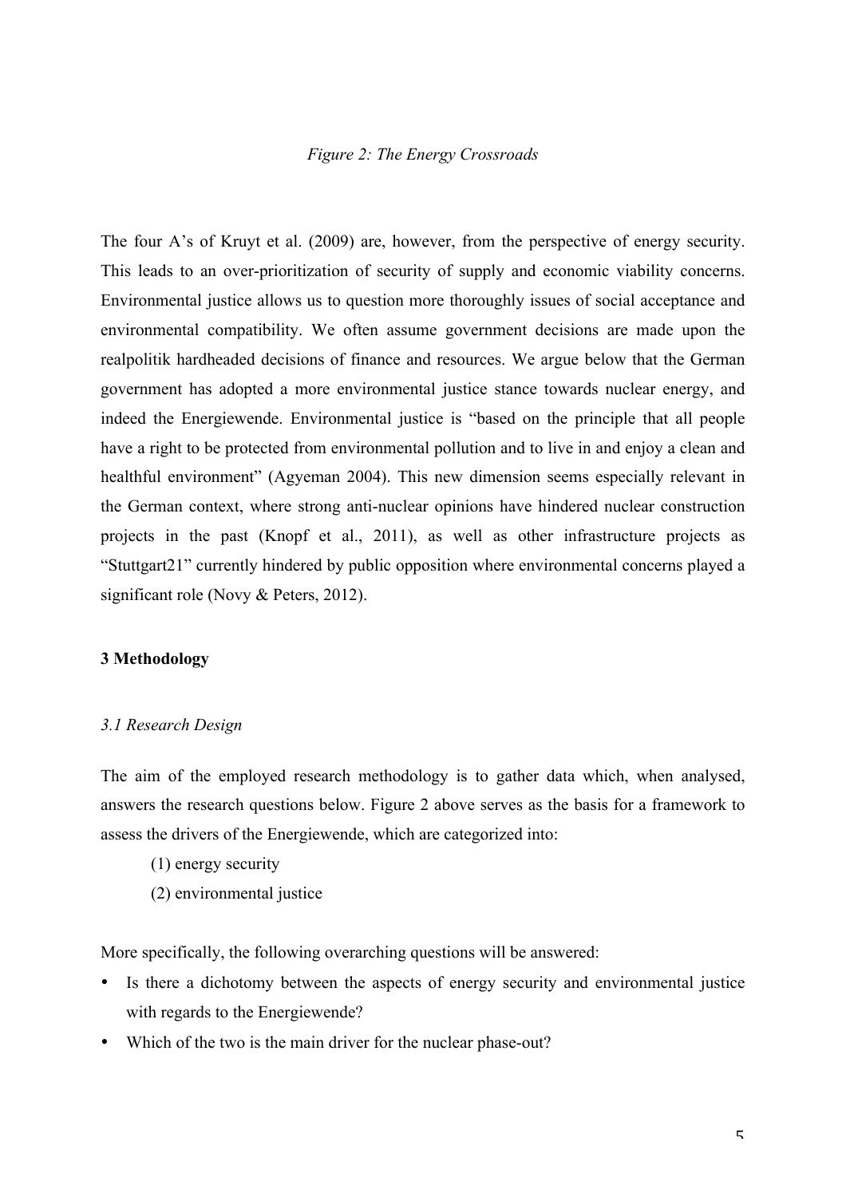*Figure 2: The Energy Crossroads*

The four A's of Kruyt et al. (2009) are, however, from the perspective of energy security. This leads to an over-prioritization of security of supply and economic viability concerns. Environmental justice allows us to question more thoroughly issues of social acceptance and environmental compatibility. We often assume government decisions are made upon the realpolitik hardheaded decisions of finance and resources. We argue below that the German government has adopted a more environmental justice stance towards nuclear energy, and indeed the Energiewende. Environmental justice is "based on the principle that all people have a right to be protected from environmental pollution and to live in and enjoy a clean and healthful environment" (Agyeman 2004). This new dimension seems especially relevant in the German context, where strong anti-nuclear opinions have hindered nuclear construction projects in the past (Knopf et al., 2011), as well as other infrastructure projects as "Stuttgart21" currently hindered by public opposition where environmental concerns played a significant role (Novy & Peters, 2012).

## 3 Methodology

### *3.1 Research Design*

The aim of the employed research methodology is to gather data which, when analysed, answers the research questions below. Figure 2 above serves as the basis for a framework to assess the drivers of the Energiewende, which are categorized into:

(1) energy security
(2) environmental justice

More specifically, the following overarching questions will be answered:

- Is there a dichotomy between the aspects of energy security and environmental justice with regards to the Energiewende?
- Which of the two is the main driver for the nuclear phase-out?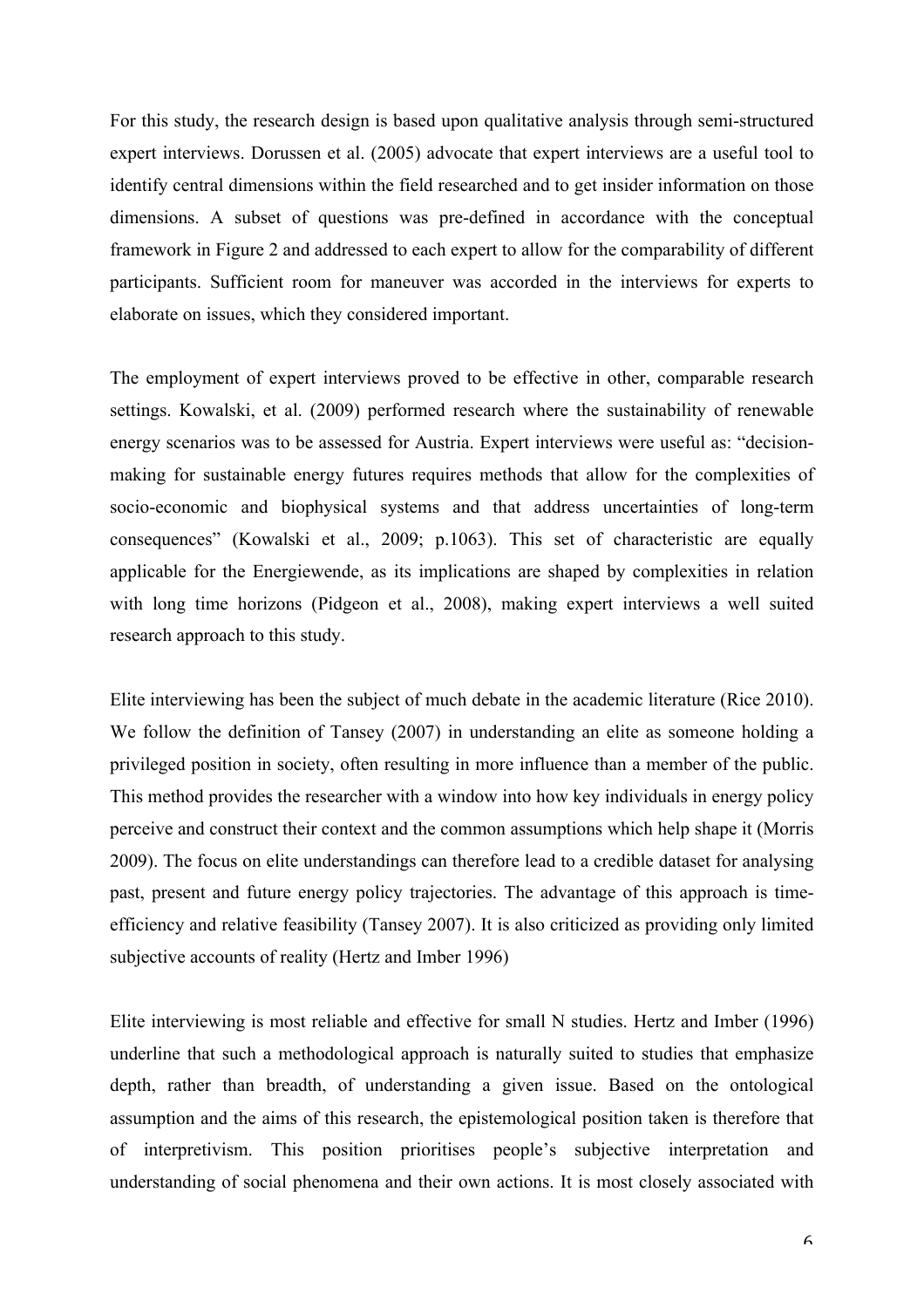For this study, the research design is based upon qualitative analysis through semi-structured expert interviews. Dorussen et al. (2005) advocate that expert interviews are a useful tool to identify central dimensions within the field researched and to get insider information on those dimensions. A subset of questions was pre-defined in accordance with the conceptual framework in Figure 2 and addressed to each expert to allow for the comparability of different participants. Sufficient room for maneuver was accorded in the interviews for experts to elaborate on issues, which they considered important.

The employment of expert interviews proved to be effective in other, comparable research settings. Kowalski, et al. (2009) performed research where the sustainability of renewable energy scenarios was to be assessed for Austria. Expert interviews were useful as: "decision-making for sustainable energy futures requires methods that allow for the complexities of socio-economic and biophysical systems and that address uncertainties of long-term consequences" (Kowalski et al., 2009; p.1063). This set of characteristic are equally applicable for the Energiewende, as its implications are shaped by complexities in relation with long time horizons (Pidgeon et al., 2008), making expert interviews a well suited research approach to this study.

Elite interviewing has been the subject of much debate in the academic literature (Rice 2010). We follow the definition of Tansey (2007) in understanding an elite as someone holding a privileged position in society, often resulting in more influence than a member of the public. This method provides the researcher with a window into how key individuals in energy policy perceive and construct their context and the common assumptions which help shape it (Morris 2009). The focus on elite understandings can therefore lead to a credible dataset for analysing past, present and future energy policy trajectories. The advantage of this approach is time-efficiency and relative feasibility (Tansey 2007). It is also criticized as providing only limited subjective accounts of reality (Hertz and Imber 1996)

Elite interviewing is most reliable and effective for small N studies. Hertz and Imber (1996) underline that such a methodological approach is naturally suited to studies that emphasize depth, rather than breadth, of understanding a given issue. Based on the ontological assumption and the aims of this research, the epistemological position taken is therefore that of interpretivism. This position prioritises people's subjective interpretation and understanding of social phenomena and their own actions. It is most closely associated with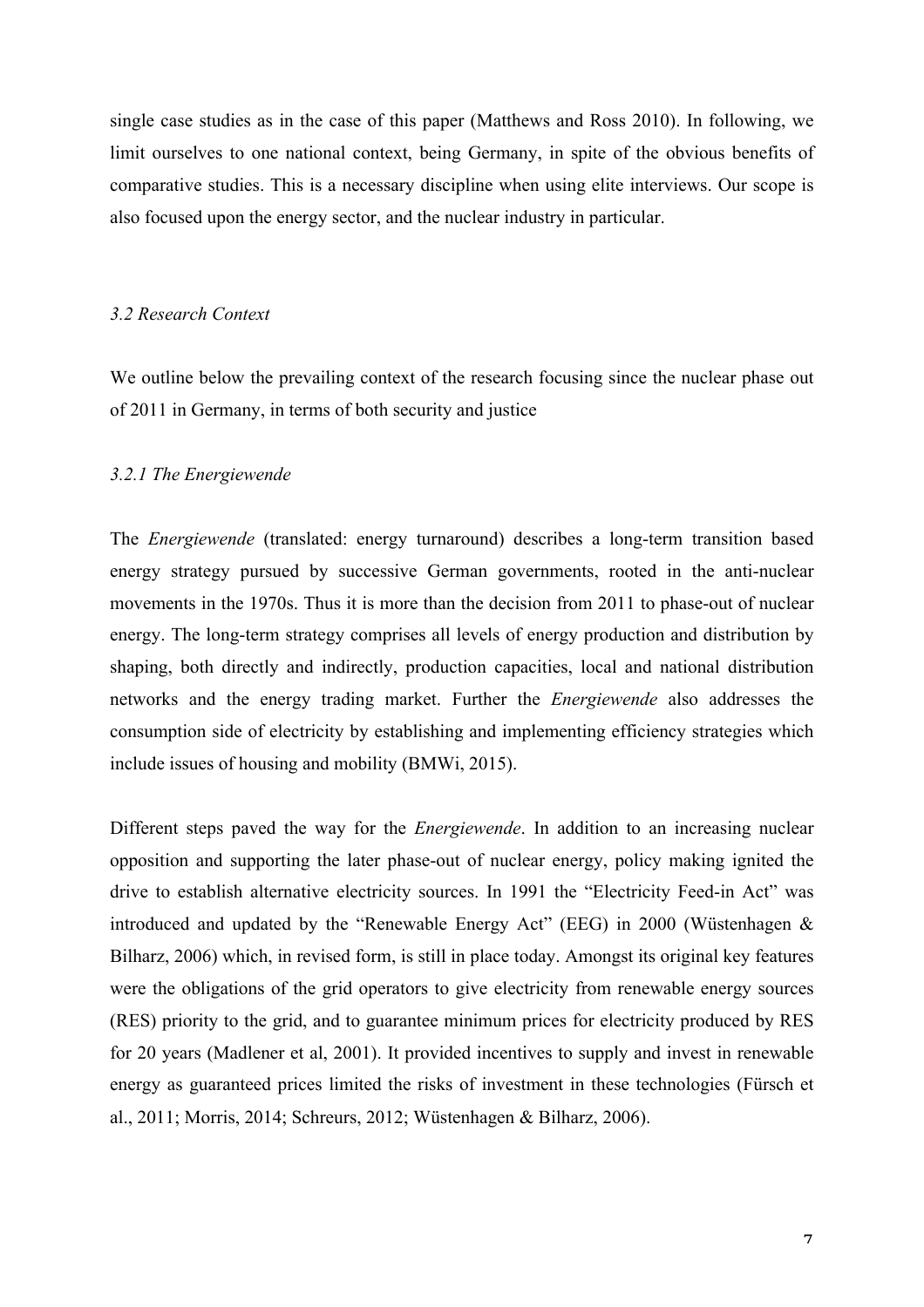single case studies as in the case of this paper (Matthews and Ross 2010). In following, we limit ourselves to one national context, being Germany, in spite of the obvious benefits of comparative studies. This is a necessary discipline when using elite interviews. Our scope is also focused upon the energy sector, and the nuclear industry in particular.

### *3.2 Research Context*

We outline below the prevailing context of the research focusing since the nuclear phase out of 2011 in Germany, in terms of both security and justice

#### *3.2.1 The Energiewende*

The *Energiewende* (translated: energy turnaround) describes a long-term transition based energy strategy pursued by successive German governments, rooted in the anti-nuclear movements in the 1970s. Thus it is more than the decision from 2011 to phase-out of nuclear energy. The long-term strategy comprises all levels of energy production and distribution by shaping, both directly and indirectly, production capacities, local and national distribution networks and the energy trading market. Further the *Energiewende* also addresses the consumption side of electricity by establishing and implementing efficiency strategies which include issues of housing and mobility (BMWi, 2015).

Different steps paved the way for the *Energiewende*. In addition to an increasing nuclear opposition and supporting the later phase-out of nuclear energy, policy making ignited the drive to establish alternative electricity sources. In 1991 the "Electricity Feed-in Act" was introduced and updated by the "Renewable Energy Act" (EEG) in 2000 (Wüstenhagen & Bilharz, 2006) which, in revised form, is still in place today. Amongst its original key features were the obligations of the grid operators to give electricity from renewable energy sources (RES) priority to the grid, and to guarantee minimum prices for electricity produced by RES for 20 years (Madlener et al, 2001). It provided incentives to supply and invest in renewable energy as guaranteed prices limited the risks of investment in these technologies (Fürsch et al., 2011; Morris, 2014; Schreurs, 2012; Wüstenhagen & Bilharz, 2006).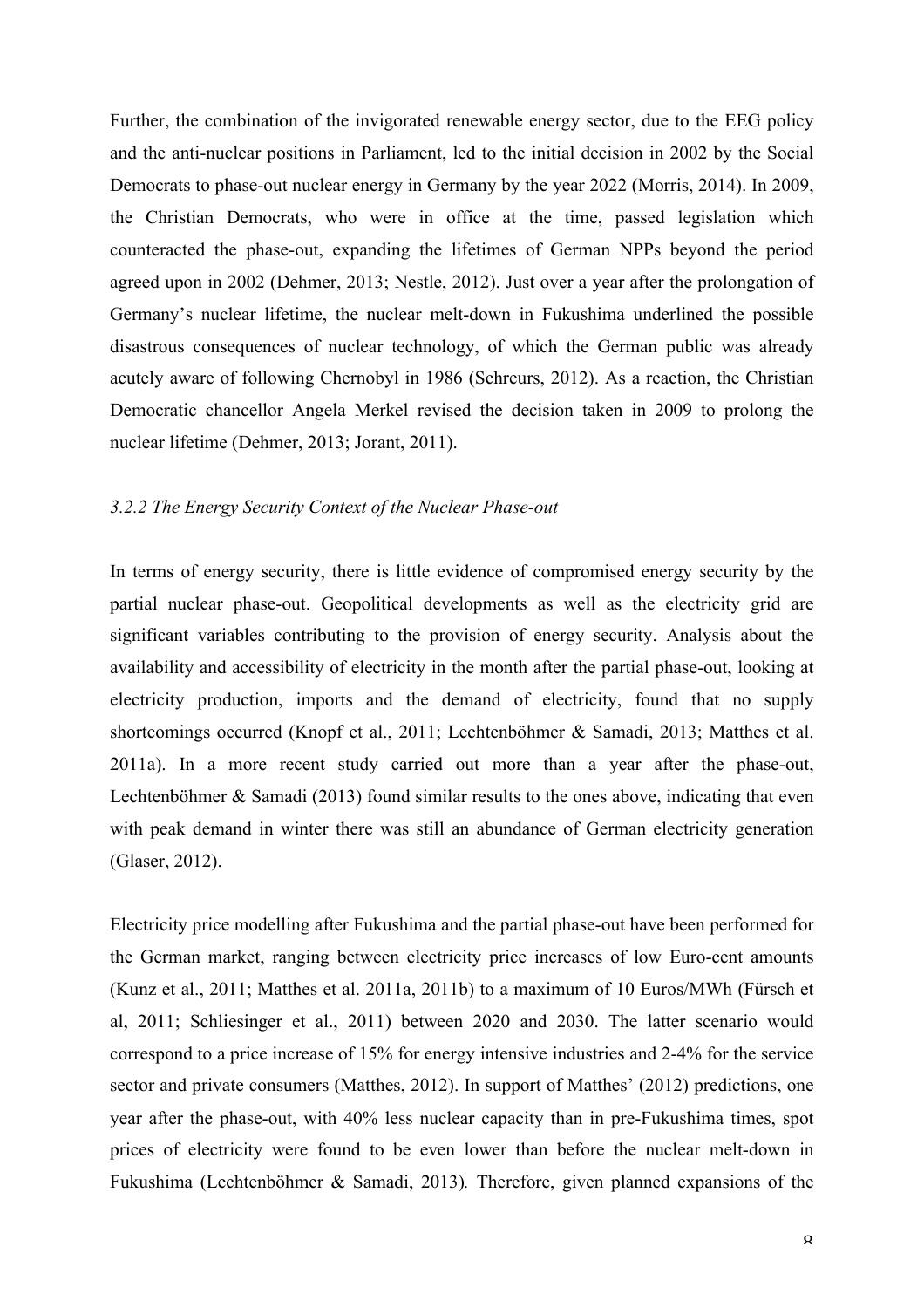Further, the combination of the invigorated renewable energy sector, due to the EEG policy and the anti-nuclear positions in Parliament, led to the initial decision in 2002 by the Social Democrats to phase-out nuclear energy in Germany by the year 2022 (Morris, 2014). In 2009, the Christian Democrats, who were in office at the time, passed legislation which counteracted the phase-out, expanding the lifetimes of German NPPs beyond the period agreed upon in 2002 (Dehmer, 2013; Nestle, 2012). Just over a year after the prolongation of Germany's nuclear lifetime, the nuclear melt-down in Fukushima underlined the possible disastrous consequences of nuclear technology, of which the German public was already acutely aware of following Chernobyl in 1986 (Schreurs, 2012). As a reaction, the Christian Democratic chancellor Angela Merkel revised the decision taken in 2009 to prolong the nuclear lifetime (Dehmer, 2013; Jorant, 2011).

### *3.2.2 The Energy Security Context of the Nuclear Phase-out*

In terms of energy security, there is little evidence of compromised energy security by the partial nuclear phase-out. Geopolitical developments as well as the electricity grid are significant variables contributing to the provision of energy security. Analysis about the availability and accessibility of electricity in the month after the partial phase-out, looking at electricity production, imports and the demand of electricity, found that no supply shortcomings occurred (Knopf et al., 2011; Lechtenböhmer & Samadi, 2013; Matthes et al. 2011a). In a more recent study carried out more than a year after the phase-out, Lechtenböhmer & Samadi (2013) found similar results to the ones above, indicating that even with peak demand in winter there was still an abundance of German electricity generation (Glaser, 2012).

Electricity price modelling after Fukushima and the partial phase-out have been performed for the German market, ranging between electricity price increases of low Euro-cent amounts (Kunz et al., 2011; Matthes et al. 2011a, 2011b) to a maximum of 10 Euros/MWh (Fürsch et al, 2011; Schliesinger et al., 2011) between 2020 and 2030. The latter scenario would correspond to a price increase of 15% for energy intensive industries and 2-4% for the service sector and private consumers (Matthes, 2012). In support of Matthes' (2012) predictions, one year after the phase-out, with 40% less nuclear capacity than in pre-Fukushima times, spot prices of electricity were found to be even lower than before the nuclear melt-down in Fukushima (Lechtenböhmer & Samadi, 2013). Therefore, given planned expansions of the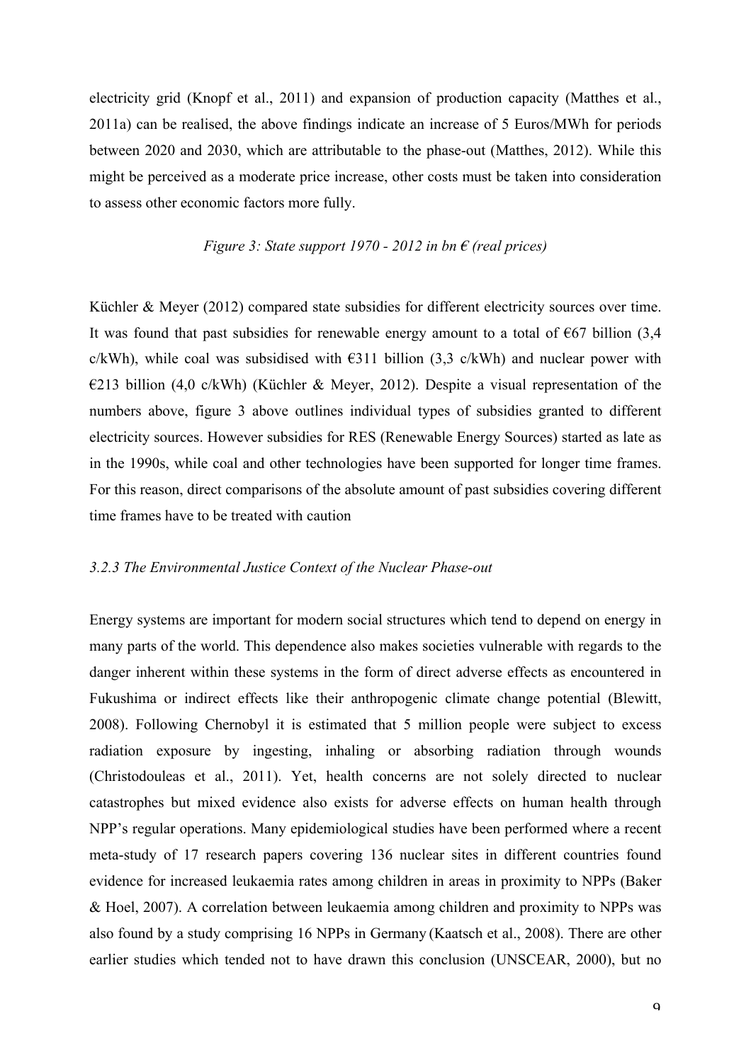electricity grid (Knopf et al., 2011) and expansion of production capacity (Matthes et al., 2011a) can be realised, the above findings indicate an increase of 5 Euros/MWh for periods between 2020 and 2030, which are attributable to the phase-out (Matthes, 2012). While this might be perceived as a moderate price increase, other costs must be taken into consideration to assess other economic factors more fully.

*Figure 3: State support 1970 - 2012 in bn € (real prices)*

Küchler & Meyer (2012) compared state subsidies for different electricity sources over time. It was found that past subsidies for renewable energy amount to a total of €67 billion (3,4 c/kWh), while coal was subsidised with €311 billion (3,3 c/kWh) and nuclear power with €213 billion (4,0 c/kWh) (Küchler & Meyer, 2012). Despite a visual representation of the numbers above, figure 3 above outlines individual types of subsidies granted to different electricity sources. However subsidies for RES (Renewable Energy Sources) started as late as in the 1990s, while coal and other technologies have been supported for longer time frames. For this reason, direct comparisons of the absolute amount of past subsidies covering different time frames have to be treated with caution

### *3.2.3 The Environmental Justice Context of the Nuclear Phase-out*

Energy systems are important for modern social structures which tend to depend on energy in many parts of the world. This dependence also makes societies vulnerable with regards to the danger inherent within these systems in the form of direct adverse effects as encountered in Fukushima or indirect effects like their anthropogenic climate change potential (Blewitt, 2008). Following Chernobyl it is estimated that 5 million people were subject to excess radiation exposure by ingesting, inhaling or absorbing radiation through wounds (Christodouleas et al., 2011). Yet, health concerns are not solely directed to nuclear catastrophes but mixed evidence also exists for adverse effects on human health through NPP's regular operations. Many epidemiological studies have been performed where a recent meta-study of 17 research papers covering 136 nuclear sites in different countries found evidence for increased leukaemia rates among children in areas in proximity to NPPs (Baker & Hoel, 2007). A correlation between leukaemia among children and proximity to NPPs was also found by a study comprising 16 NPPs in Germany (Kaatsch et al., 2008). There are other earlier studies which tended not to have drawn this conclusion (UNSCEAR, 2000), but no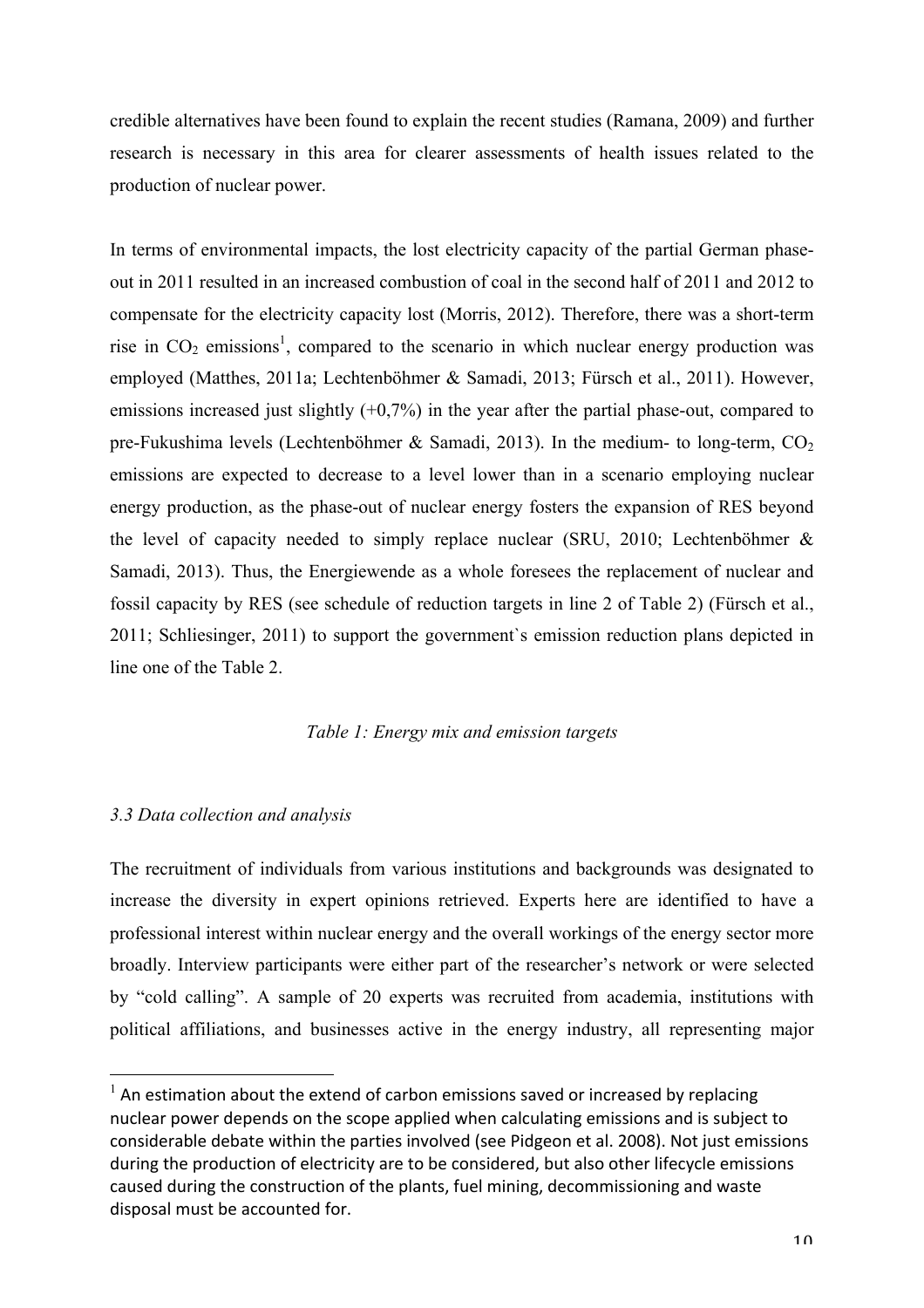credible alternatives have been found to explain the recent studies (Ramana, 2009) and further research is necessary in this area for clearer assessments of health issues related to the production of nuclear power.

In terms of environmental impacts, the lost electricity capacity of the partial German phase-out in 2011 resulted in an increased combustion of coal in the second half of 2011 and 2012 to compensate for the electricity capacity lost (Morris, 2012). Therefore, there was a short-term rise in $CO_2$ emissions[1], compared to the scenario in which nuclear energy production was employed (Matthes, 2011a; Lechtenböhmer & Samadi, 2013; Fürsch et al., 2011). However, emissions increased just slightly (+0,7%) in the year after the partial phase-out, compared to pre-Fukushima levels (Lechtenböhmer & Samadi, 2013). In the medium- to long-term, $CO_2$ emissions are expected to decrease to a level lower than in a scenario employing nuclear energy production, as the phase-out of nuclear energy fosters the expansion of RES beyond the level of capacity needed to simply replace nuclear (SRU, 2010; Lechtenböhmer & Samadi, 2013). Thus, the Energiewende as a whole foresees the replacement of nuclear and fossil capacity by RES (see schedule of reduction targets in line 2 of Table 2) (Fürsch et al., 2011; Schliesinger, 2011) to support the government`s emission reduction plans depicted in line one of the Table 2.

*Table 1: Energy mix and emission targets*

### *3.3 Data collection and analysis*

The recruitment of individuals from various institutions and backgrounds was designated to increase the diversity in expert opinions retrieved. Experts here are identified to have a professional interest within nuclear energy and the overall workings of the energy sector more broadly. Interview participants were either part of the researcher's network or were selected by "cold calling". A sample of 20 experts was recruited from academia, institutions with political affiliations, and businesses active in the energy industry, all representing major

[1] An estimation about the extend of carbon emissions saved or increased by replacing nuclear power depends on the scope applied when calculating emissions and is subject to considerable debate within the parties involved (see Pidgeon et al. 2008). Not just emissions during the production of electricity are to be considered, but also other lifecycle emissions caused during the construction of the plants, fuel mining, decommissioning and waste disposal must be accounted for.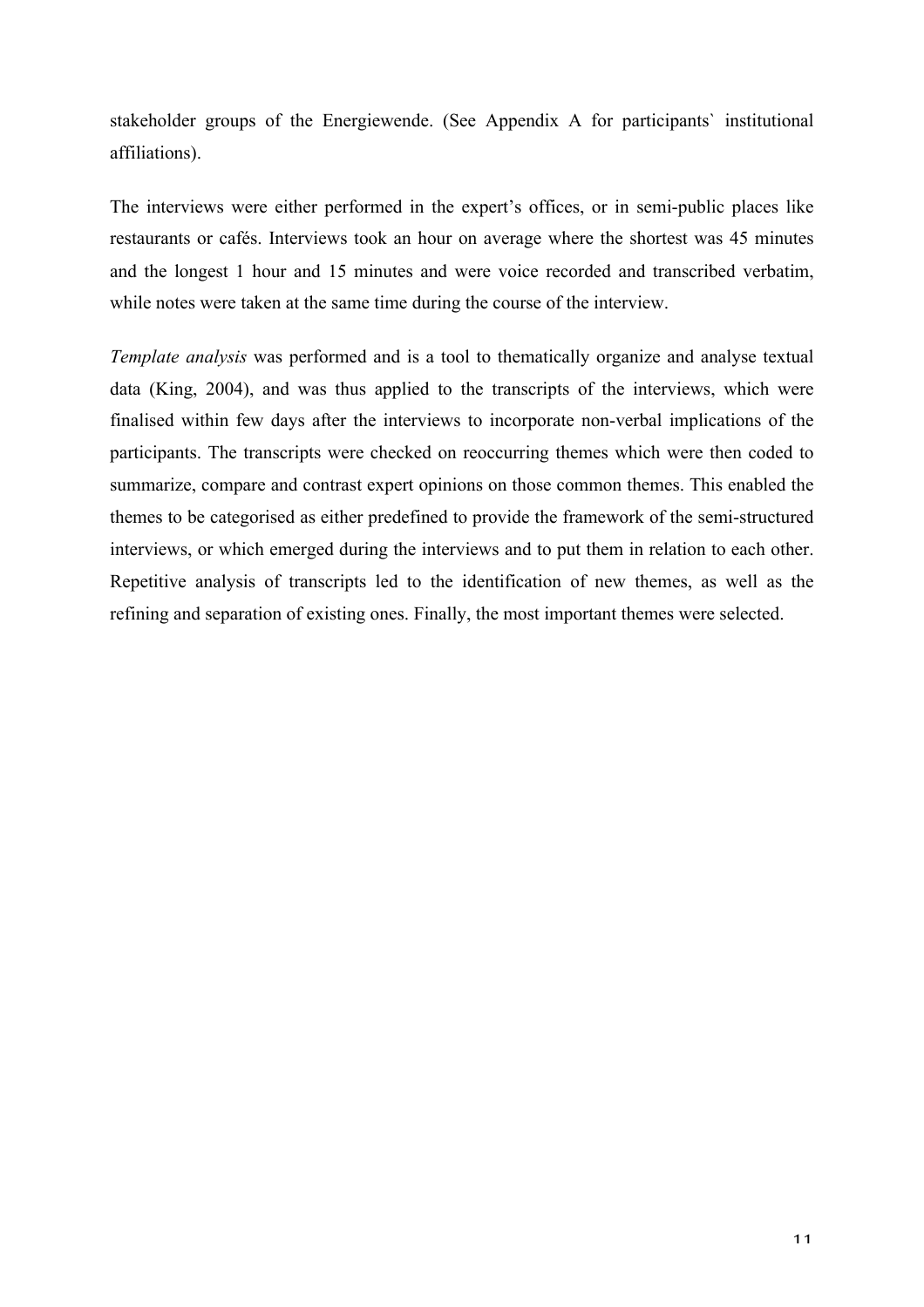stakeholder groups of the Energiewende. (See Appendix A for participants` institutional affiliations).

The interviews were either performed in the expert's offices, or in semi-public places like restaurants or cafés. Interviews took an hour on average where the shortest was 45 minutes and the longest 1 hour and 15 minutes and were voice recorded and transcribed verbatim, while notes were taken at the same time during the course of the interview.

*Template analysis* was performed and is a tool to thematically organize and analyse textual data (King, 2004), and was thus applied to the transcripts of the interviews, which were finalised within few days after the interviews to incorporate non-verbal implications of the participants. The transcripts were checked on reoccurring themes which were then coded to summarize, compare and contrast expert opinions on those common themes. This enabled the themes to be categorised as either predefined to provide the framework of the semi-structured interviews, or which emerged during the interviews and to put them in relation to each other. Repetitive analysis of transcripts led to the identification of new themes, as well as the refining and separation of existing ones. Finally, the most important themes were selected.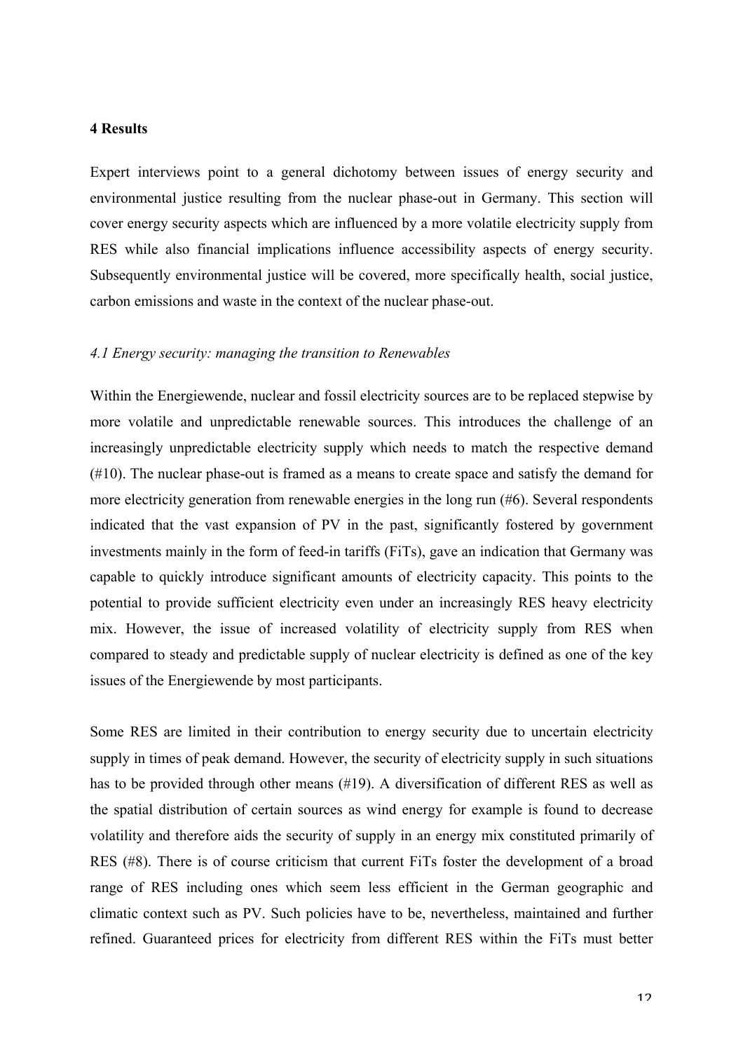## 4 Results

Expert interviews point to a general dichotomy between issues of energy security and environmental justice resulting from the nuclear phase-out in Germany. This section will cover energy security aspects which are influenced by a more volatile electricity supply from RES while also financial implications influence accessibility aspects of energy security. Subsequently environmental justice will be covered, more specifically health, social justice, carbon emissions and waste in the context of the nuclear phase-out.

### *4.1 Energy security: managing the transition to Renewables*

Within the Energiewende, nuclear and fossil electricity sources are to be replaced stepwise by more volatile and unpredictable renewable sources. This introduces the challenge of an increasingly unpredictable electricity supply which needs to match the respective demand (#10). The nuclear phase-out is framed as a means to create space and satisfy the demand for more electricity generation from renewable energies in the long run (#6). Several respondents indicated that the vast expansion of PV in the past, significantly fostered by government investments mainly in the form of feed-in tariffs (FiTs), gave an indication that Germany was capable to quickly introduce significant amounts of electricity capacity. This points to the potential to provide sufficient electricity even under an increasingly RES heavy electricity mix. However, the issue of increased volatility of electricity supply from RES when compared to steady and predictable supply of nuclear electricity is defined as one of the key issues of the Energiewende by most participants.

Some RES are limited in their contribution to energy security due to uncertain electricity supply in times of peak demand. However, the security of electricity supply in such situations has to be provided through other means (#19). A diversification of different RES as well as the spatial distribution of certain sources as wind energy for example is found to decrease volatility and therefore aids the security of supply in an energy mix constituted primarily of RES (#8). There is of course criticism that current FiTs foster the development of a broad range of RES including ones which seem less efficient in the German geographic and climatic context such as PV. Such policies have to be, nevertheless, maintained and further refined. Guaranteed prices for electricity from different RES within the FiTs must better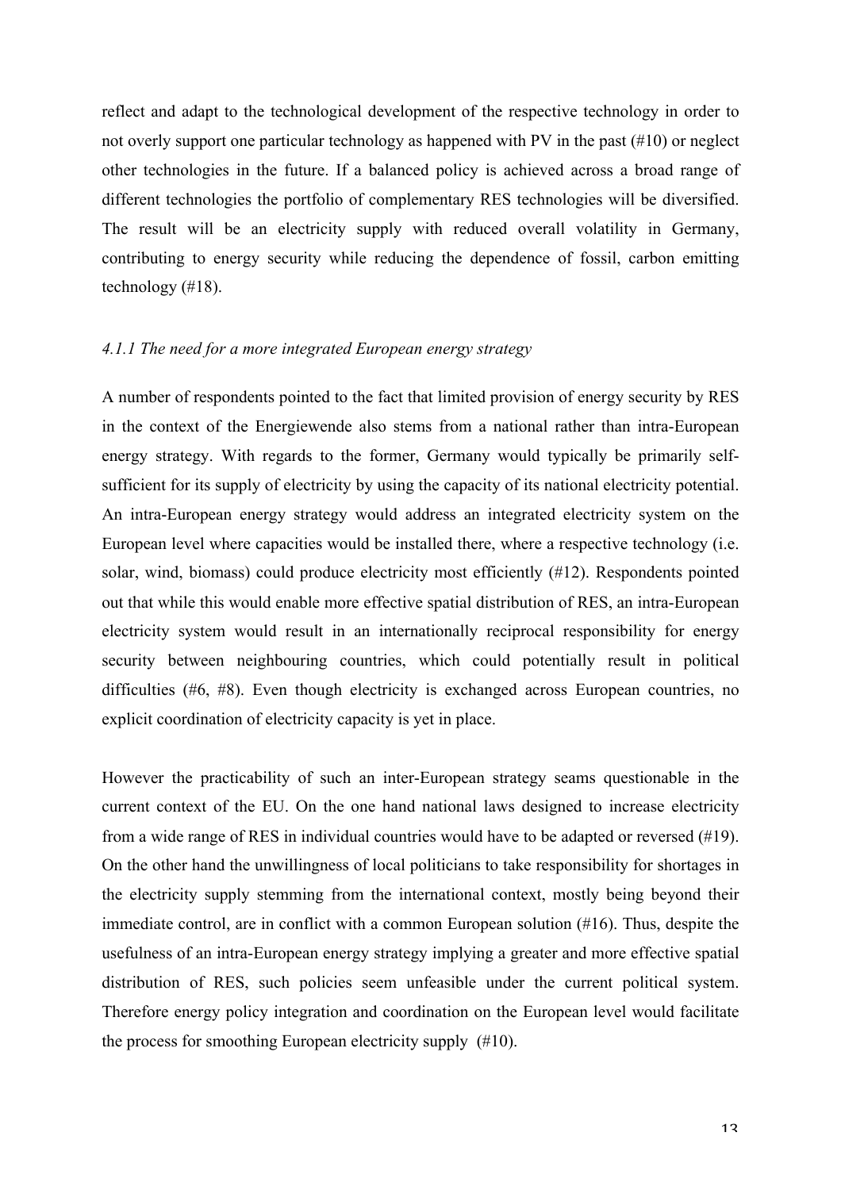reflect and adapt to the technological development of the respective technology in order to not overly support one particular technology as happened with PV in the past (#10) or neglect other technologies in the future. If a balanced policy is achieved across a broad range of different technologies the portfolio of complementary RES technologies will be diversified. The result will be an electricity supply with reduced overall volatility in Germany, contributing to energy security while reducing the dependence of fossil, carbon emitting technology (#18).

### *4.1.1 The need for a more integrated European energy strategy*

A number of respondents pointed to the fact that limited provision of energy security by RES in the context of the Energiewende also stems from a national rather than intra-European energy strategy. With regards to the former, Germany would typically be primarily self-sufficient for its supply of electricity by using the capacity of its national electricity potential. An intra-European energy strategy would address an integrated electricity system on the European level where capacities would be installed there, where a respective technology (i.e. solar, wind, biomass) could produce electricity most efficiently (#12). Respondents pointed out that while this would enable more effective spatial distribution of RES, an intra-European electricity system would result in an internationally reciprocal responsibility for energy security between neighbouring countries, which could potentially result in political difficulties (#6, #8). Even though electricity is exchanged across European countries, no explicit coordination of electricity capacity is yet in place.

However the practicability of such an inter-European strategy seams questionable in the current context of the EU. On the one hand national laws designed to increase electricity from a wide range of RES in individual countries would have to be adapted or reversed (#19). On the other hand the unwillingness of local politicians to take responsibility for shortages in the electricity supply stemming from the international context, mostly being beyond their immediate control, are in conflict with a common European solution (#16). Thus, despite the usefulness of an intra-European energy strategy implying a greater and more effective spatial distribution of RES, such policies seem unfeasible under the current political system. Therefore energy policy integration and coordination on the European level would facilitate the process for smoothing European electricity supply (#10).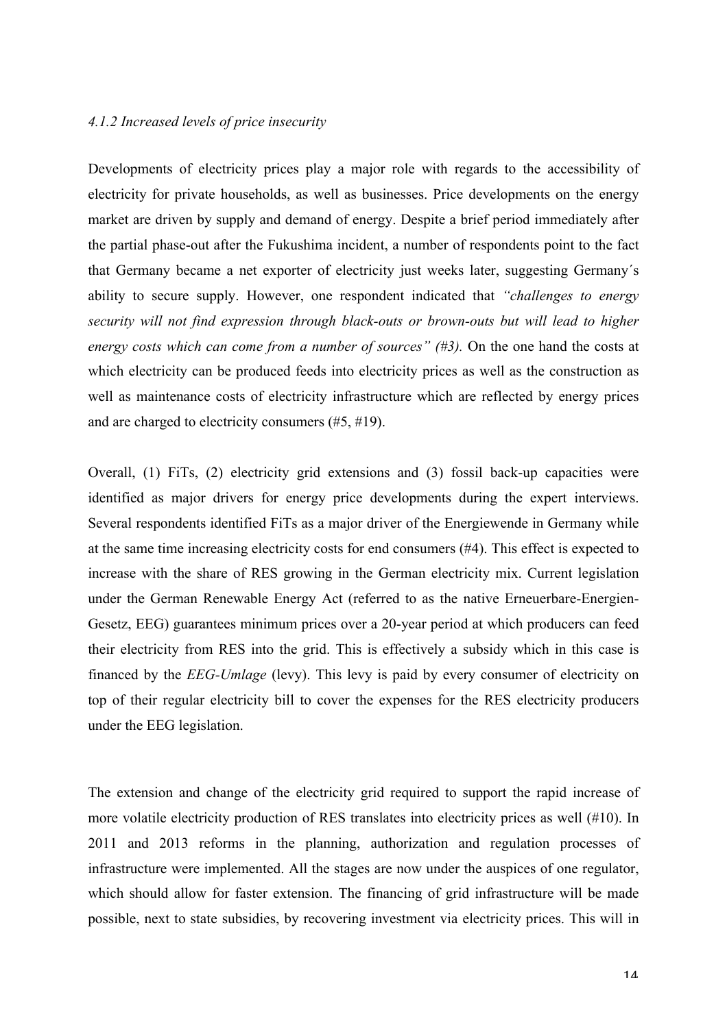*4.1.2 Increased levels of price insecurity*

Developments of electricity prices play a major role with regards to the accessibility of electricity for private households, as well as businesses. Price developments on the energy market are driven by supply and demand of energy. Despite a brief period immediately after the partial phase-out after the Fukushima incident, a number of respondents point to the fact that Germany became a net exporter of electricity just weeks later, suggesting Germany´s ability to secure supply. However, one respondent indicated that *"challenges to energy security will not find expression through black-outs or brown-outs but will lead to higher energy costs which can come from a number of sources" (#3).* On the one hand the costs at which electricity can be produced feeds into electricity prices as well as the construction as well as maintenance costs of electricity infrastructure which are reflected by energy prices and are charged to electricity consumers (#5, #19).

Overall, (1) FiTs, (2) electricity grid extensions and (3) fossil back-up capacities were identified as major drivers for energy price developments during the expert interviews. Several respondents identified FiTs as a major driver of the Energiewende in Germany while at the same time increasing electricity costs for end consumers (#4). This effect is expected to increase with the share of RES growing in the German electricity mix. Current legislation under the German Renewable Energy Act (referred to as the native Erneuerbare-Energien-Gesetz, EEG) guarantees minimum prices over a 20-year period at which producers can feed their electricity from RES into the grid. This is effectively a subsidy which in this case is financed by the *EEG-Umlage* (levy). This levy is paid by every consumer of electricity on top of their regular electricity bill to cover the expenses for the RES electricity producers under the EEG legislation.

The extension and change of the electricity grid required to support the rapid increase of more volatile electricity production of RES translates into electricity prices as well (#10). In 2011 and 2013 reforms in the planning, authorization and regulation processes of infrastructure were implemented. All the stages are now under the auspices of one regulator, which should allow for faster extension. The financing of grid infrastructure will be made possible, next to state subsidies, by recovering investment via electricity prices. This will in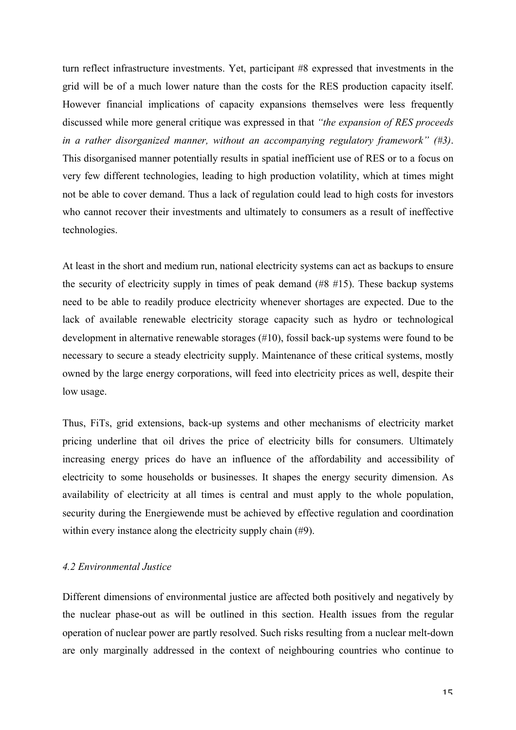turn reflect infrastructure investments. Yet, participant #8 expressed that investments in the grid will be of a much lower nature than the costs for the RES production capacity itself. However financial implications of capacity expansions themselves were less frequently discussed while more general critique was expressed in that *"the expansion of RES proceeds in a rather disorganized manner, without an accompanying regulatory framework" (#3)*. This disorganised manner potentially results in spatial inefficient use of RES or to a focus on very few different technologies, leading to high production volatility, which at times might not be able to cover demand. Thus a lack of regulation could lead to high costs for investors who cannot recover their investments and ultimately to consumers as a result of ineffective technologies.

At least in the short and medium run, national electricity systems can act as backups to ensure the security of electricity supply in times of peak demand (#8 #15). These backup systems need to be able to readily produce electricity whenever shortages are expected. Due to the lack of available renewable electricity storage capacity such as hydro or technological development in alternative renewable storages (#10), fossil back-up systems were found to be necessary to secure a steady electricity supply. Maintenance of these critical systems, mostly owned by the large energy corporations, will feed into electricity prices as well, despite their low usage.

Thus, FiTs, grid extensions, back-up systems and other mechanisms of electricity market pricing underline that oil drives the price of electricity bills for consumers. Ultimately increasing energy prices do have an influence of the affordability and accessibility of electricity to some households or businesses. It shapes the energy security dimension. As availability of electricity at all times is central and must apply to the whole population, security during the Energiewende must be achieved by effective regulation and coordination within every instance along the electricity supply chain (#9).

### *4.2 Environmental Justice*

Different dimensions of environmental justice are affected both positively and negatively by the nuclear phase-out as will be outlined in this section. Health issues from the regular operation of nuclear power are partly resolved. Such risks resulting from a nuclear melt-down are only marginally addressed in the context of neighbouring countries who continue to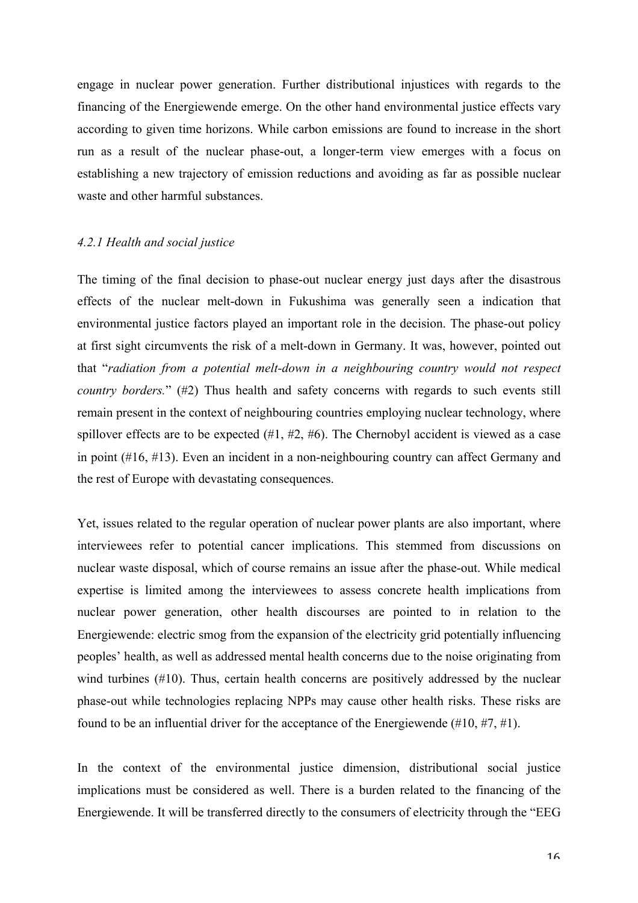engage in nuclear power generation. Further distributional injustices with regards to the financing of the Energiewende emerge. On the other hand environmental justice effects vary according to given time horizons. While carbon emissions are found to increase in the short run as a result of the nuclear phase-out, a longer-term view emerges with a focus on establishing a new trajectory of emission reductions and avoiding as far as possible nuclear waste and other harmful substances.

### *4.2.1 Health and social justice*

The timing of the final decision to phase-out nuclear energy just days after the disastrous effects of the nuclear melt-down in Fukushima was generally seen a indication that environmental justice factors played an important role in the decision. The phase-out policy at first sight circumvents the risk of a melt-down in Germany. It was, however, pointed out that "*radiation from a potential melt-down in a neighbouring country would not respect country borders.*" (#2) Thus health and safety concerns with regards to such events still remain present in the context of neighbouring countries employing nuclear technology, where spillover effects are to be expected (#1, #2, #6). The Chernobyl accident is viewed as a case in point (#16, #13). Even an incident in a non-neighbouring country can affect Germany and the rest of Europe with devastating consequences.

Yet, issues related to the regular operation of nuclear power plants are also important, where interviewees refer to potential cancer implications. This stemmed from discussions on nuclear waste disposal, which of course remains an issue after the phase-out. While medical expertise is limited among the interviewees to assess concrete health implications from nuclear power generation, other health discourses are pointed to in relation to the Energiewende: electric smog from the expansion of the electricity grid potentially influencing peoples' health, as well as addressed mental health concerns due to the noise originating from wind turbines (#10). Thus, certain health concerns are positively addressed by the nuclear phase-out while technologies replacing NPPs may cause other health risks. These risks are found to be an influential driver for the acceptance of the Energiewende (#10, #7, #1).

In the context of the environmental justice dimension, distributional social justice implications must be considered as well. There is a burden related to the financing of the Energiewende. It will be transferred directly to the consumers of electricity through the "EEG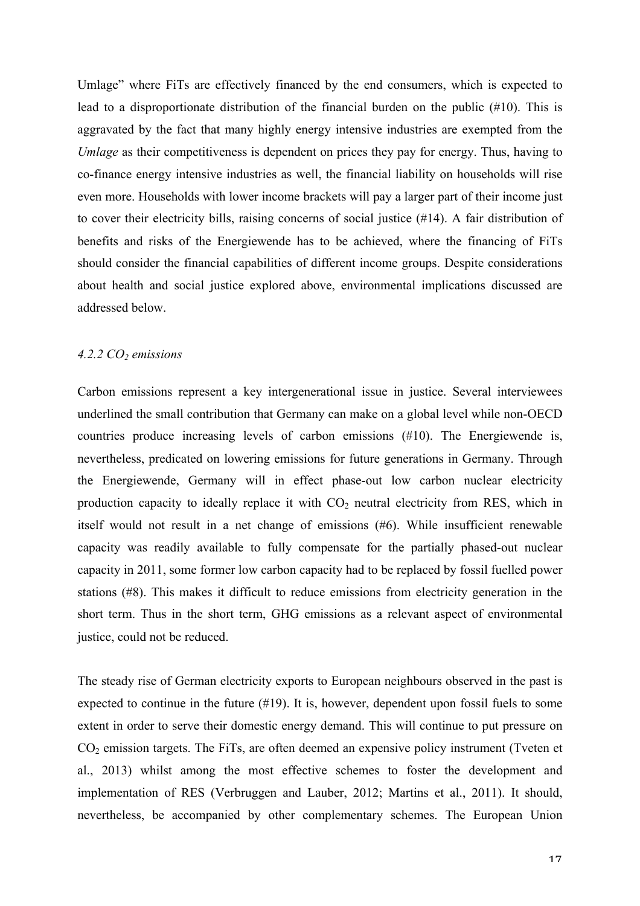Umlage" where FiTs are effectively financed by the end consumers, which is expected to lead to a disproportionate distribution of the financial burden on the public (#10). This is aggravated by the fact that many highly energy intensive industries are exempted from the *Umlage* as their competitiveness is dependent on prices they pay for energy. Thus, having to co-finance energy intensive industries as well, the financial liability on households will rise even more. Households with lower income brackets will pay a larger part of their income just to cover their electricity bills, raising concerns of social justice (#14). A fair distribution of benefits and risks of the Energiewende has to be achieved, where the financing of FiTs should consider the financial capabilities of different income groups. Despite considerations about health and social justice explored above, environmental implications discussed are addressed below.

#### *4.2.2 $CO_2$ emissions*

Carbon emissions represent a key intergenerational issue in justice. Several interviewees underlined the small contribution that Germany can make on a global level while non-OECD countries produce increasing levels of carbon emissions (#10). The Energiewende is, nevertheless, predicated on lowering emissions for future generations in Germany. Through the Energiewende, Germany will in effect phase-out low carbon nuclear electricity production capacity to ideally replace it with $CO_2$ neutral electricity from RES, which in itself would not result in a net change of emissions (#6). While insufficient renewable capacity was readily available to fully compensate for the partially phased-out nuclear capacity in 2011, some former low carbon capacity had to be replaced by fossil fuelled power stations (#8). This makes it difficult to reduce emissions from electricity generation in the short term. Thus in the short term, GHG emissions as a relevant aspect of environmental justice, could not be reduced.

The steady rise of German electricity exports to European neighbours observed in the past is expected to continue in the future (#19). It is, however, dependent upon fossil fuels to some extent in order to serve their domestic energy demand. This will continue to put pressure on $CO_2$ emission targets. The FiTs, are often deemed an expensive policy instrument (Tveten et al., 2013) whilst among the most effective schemes to foster the development and implementation of RES (Verbruggen and Lauber, 2012; Martins et al., 2011). It should, nevertheless, be accompanied by other complementary schemes. The European Union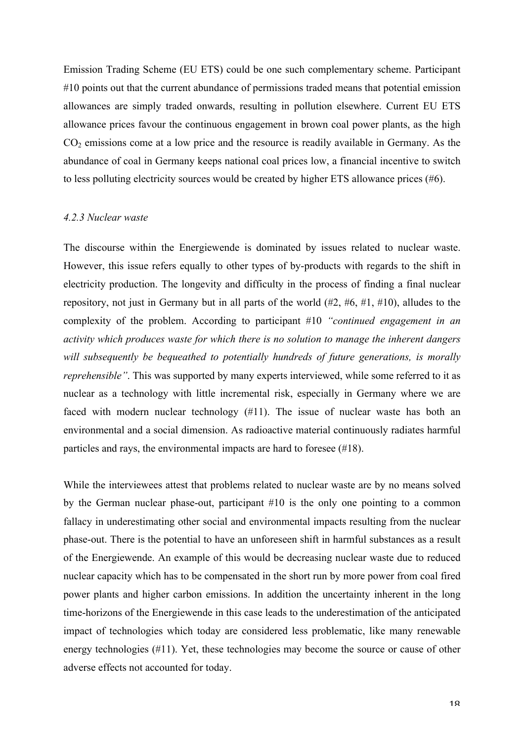Emission Trading Scheme (EU ETS) could be one such complementary scheme. Participant #10 points out that the current abundance of permissions traded means that potential emission allowances are simply traded onwards, resulting in pollution elsewhere. Current EU ETS allowance prices favour the continuous engagement in brown coal power plants, as the high $CO_2$ emissions come at a low price and the resource is readily available in Germany. As the abundance of coal in Germany keeps national coal prices low, a financial incentive to switch to less polluting electricity sources would be created by higher ETS allowance prices (#6).

#### *4.2.3 Nuclear waste*

The discourse within the Energiewende is dominated by issues related to nuclear waste. However, this issue refers equally to other types of by-products with regards to the shift in electricity production. The longevity and difficulty in the process of finding a final nuclear repository, not just in Germany but in all parts of the world (#2, #6, #1, #10), alludes to the complexity of the problem. According to participant #10 *"continued engagement in an activity which produces waste for which there is no solution to manage the inherent dangers will subsequently be bequeathed to potentially hundreds of future generations, is morally reprehensible"*. This was supported by many experts interviewed, while some referred to it as nuclear as a technology with little incremental risk, especially in Germany where we are faced with modern nuclear technology (#11). The issue of nuclear waste has both an environmental and a social dimension. As radioactive material continuously radiates harmful particles and rays, the environmental impacts are hard to foresee (#18).

While the interviewees attest that problems related to nuclear waste are by no means solved by the German nuclear phase-out, participant #10 is the only one pointing to a common fallacy in underestimating other social and environmental impacts resulting from the nuclear phase-out. There is the potential to have an unforeseen shift in harmful substances as a result of the Energiewende. An example of this would be decreasing nuclear waste due to reduced nuclear capacity which has to be compensated in the short run by more power from coal fired power plants and higher carbon emissions. In addition the uncertainty inherent in the long time-horizons of the Energiewende in this case leads to the underestimation of the anticipated impact of technologies which today are considered less problematic, like many renewable energy technologies (#11). Yet, these technologies may become the source or cause of other adverse effects not accounted for today.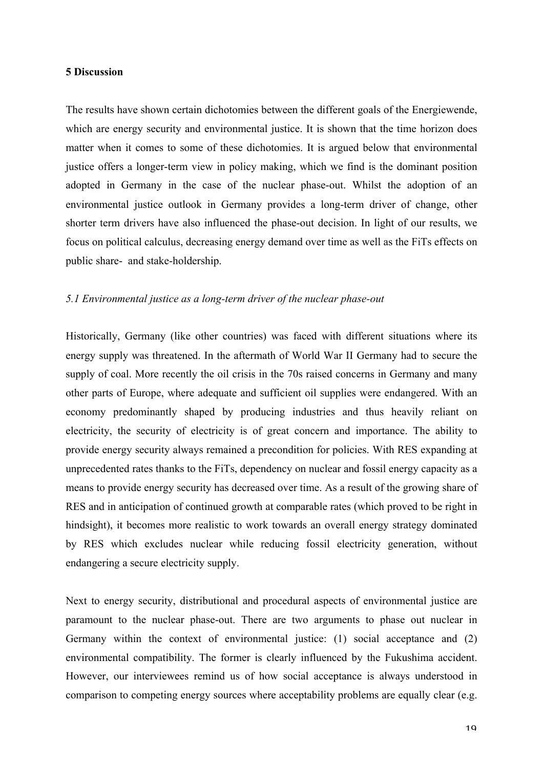**5 Discussion**

The results have shown certain dichotomies between the different goals of the Energiewende, which are energy security and environmental justice. It is shown that the time horizon does matter when it comes to some of these dichotomies. It is argued below that environmental justice offers a longer-term view in policy making, which we find is the dominant position adopted in Germany in the case of the nuclear phase-out. Whilst the adoption of an environmental justice outlook in Germany provides a long-term driver of change, other shorter term drivers have also influenced the phase-out decision. In light of our results, we focus on political calculus, decreasing energy demand over time as well as the FiTs effects on public share- and stake-holdership.

*5.1 Environmental justice as a long-term driver of the nuclear phase-out*

Historically, Germany (like other countries) was faced with different situations where its energy supply was threatened. In the aftermath of World War II Germany had to secure the supply of coal. More recently the oil crisis in the 70s raised concerns in Germany and many other parts of Europe, where adequate and sufficient oil supplies were endangered. With an economy predominantly shaped by producing industries and thus heavily reliant on electricity, the security of electricity is of great concern and importance. The ability to provide energy security always remained a precondition for policies. With RES expanding at unprecedented rates thanks to the FiTs, dependency on nuclear and fossil energy capacity as a means to provide energy security has decreased over time. As a result of the growing share of RES and in anticipation of continued growth at comparable rates (which proved to be right in hindsight), it becomes more realistic to work towards an overall energy strategy dominated by RES which excludes nuclear while reducing fossil electricity generation, without endangering a secure electricity supply.

Next to energy security, distributional and procedural aspects of environmental justice are paramount to the nuclear phase-out. There are two arguments to phase out nuclear in Germany within the context of environmental justice: (1) social acceptance and (2) environmental compatibility. The former is clearly influenced by the Fukushima accident. However, our interviewees remind us of how social acceptance is always understood in comparison to competing energy sources where acceptability problems are equally clear (e.g.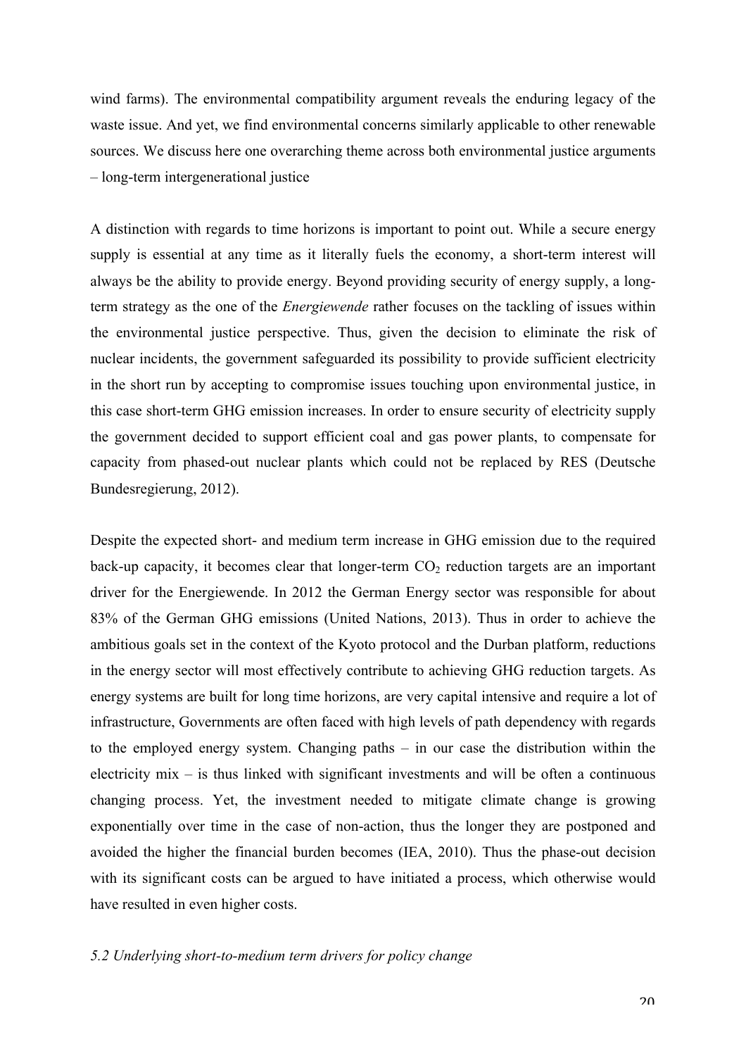wind farms). The environmental compatibility argument reveals the enduring legacy of the waste issue. And yet, we find environmental concerns similarly applicable to other renewable sources. We discuss here one overarching theme across both environmental justice arguments – long-term intergenerational justice

A distinction with regards to time horizons is important to point out. While a secure energy supply is essential at any time as it literally fuels the economy, a short-term interest will always be the ability to provide energy. Beyond providing security of energy supply, a long-term strategy as the one of the *Energiewende* rather focuses on the tackling of issues within the environmental justice perspective. Thus, given the decision to eliminate the risk of nuclear incidents, the government safeguarded its possibility to provide sufficient electricity in the short run by accepting to compromise issues touching upon environmental justice, in this case short-term GHG emission increases. In order to ensure security of electricity supply the government decided to support efficient coal and gas power plants, to compensate for capacity from phased-out nuclear plants which could not be replaced by RES (Deutsche Bundesregierung, 2012).

Despite the expected short- and medium term increase in GHG emission due to the required back-up capacity, it becomes clear that longer-term $CO_2$ reduction targets are an important driver for the Energiewende. In 2012 the German Energy sector was responsible for about 83% of the German GHG emissions (United Nations, 2013). Thus in order to achieve the ambitious goals set in the context of the Kyoto protocol and the Durban platform, reductions in the energy sector will most effectively contribute to achieving GHG reduction targets. As energy systems are built for long time horizons, are very capital intensive and require a lot of infrastructure, Governments are often faced with high levels of path dependency with regards to the employed energy system. Changing paths – in our case the distribution within the electricity mix – is thus linked with significant investments and will be often a continuous changing process. Yet, the investment needed to mitigate climate change is growing exponentially over time in the case of non-action, thus the longer they are postponed and avoided the higher the financial burden becomes (IEA, 2010). Thus the phase-out decision with its significant costs can be argued to have initiated a process, which otherwise would have resulted in even higher costs.

### *5.2 Underlying short-to-medium term drivers for policy change*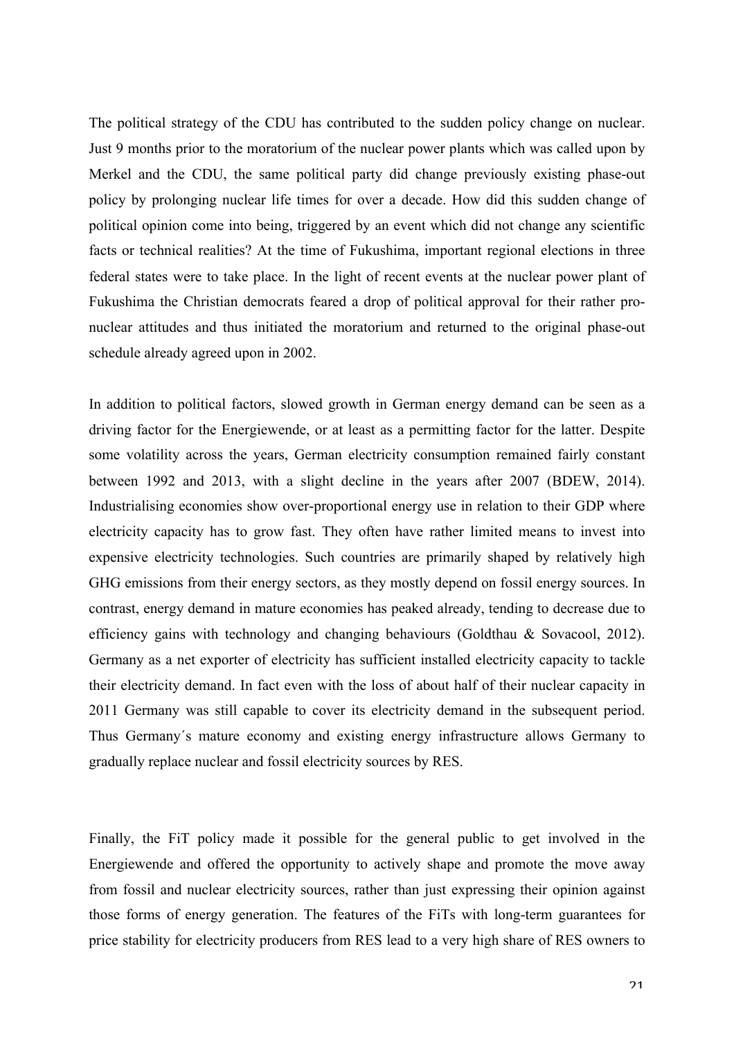The political strategy of the CDU has contributed to the sudden policy change on nuclear. Just 9 months prior to the moratorium of the nuclear power plants which was called upon by Merkel and the CDU, the same political party did change previously existing phase-out policy by prolonging nuclear life times for over a decade. How did this sudden change of political opinion come into being, triggered by an event which did not change any scientific facts or technical realities? At the time of Fukushima, important regional elections in three federal states were to take place. In the light of recent events at the nuclear power plant of Fukushima the Christian democrats feared a drop of political approval for their rather pro-nuclear attitudes and thus initiated the moratorium and returned to the original phase-out schedule already agreed upon in 2002.

In addition to political factors, slowed growth in German energy demand can be seen as a driving factor for the Energiewende, or at least as a permitting factor for the latter. Despite some volatility across the years, German electricity consumption remained fairly constant between 1992 and 2013, with a slight decline in the years after 2007 (BDEW, 2014). Industrialising economies show over-proportional energy use in relation to their GDP where electricity capacity has to grow fast. They often have rather limited means to invest into expensive electricity technologies. Such countries are primarily shaped by relatively high GHG emissions from their energy sectors, as they mostly depend on fossil energy sources. In contrast, energy demand in mature economies has peaked already, tending to decrease due to efficiency gains with technology and changing behaviours (Goldthau & Sovacool, 2012). Germany as a net exporter of electricity has sufficient installed electricity capacity to tackle their electricity demand. In fact even with the loss of about half of their nuclear capacity in 2011 Germany was still capable to cover its electricity demand in the subsequent period. Thus Germany´s mature economy and existing energy infrastructure allows Germany to gradually replace nuclear and fossil electricity sources by RES.

Finally, the FiT policy made it possible for the general public to get involved in the Energiewende and offered the opportunity to actively shape and promote the move away from fossil and nuclear electricity sources, rather than just expressing their opinion against those forms of energy generation. The features of the FiTs with long-term guarantees for price stability for electricity producers from RES lead to a very high share of RES owners to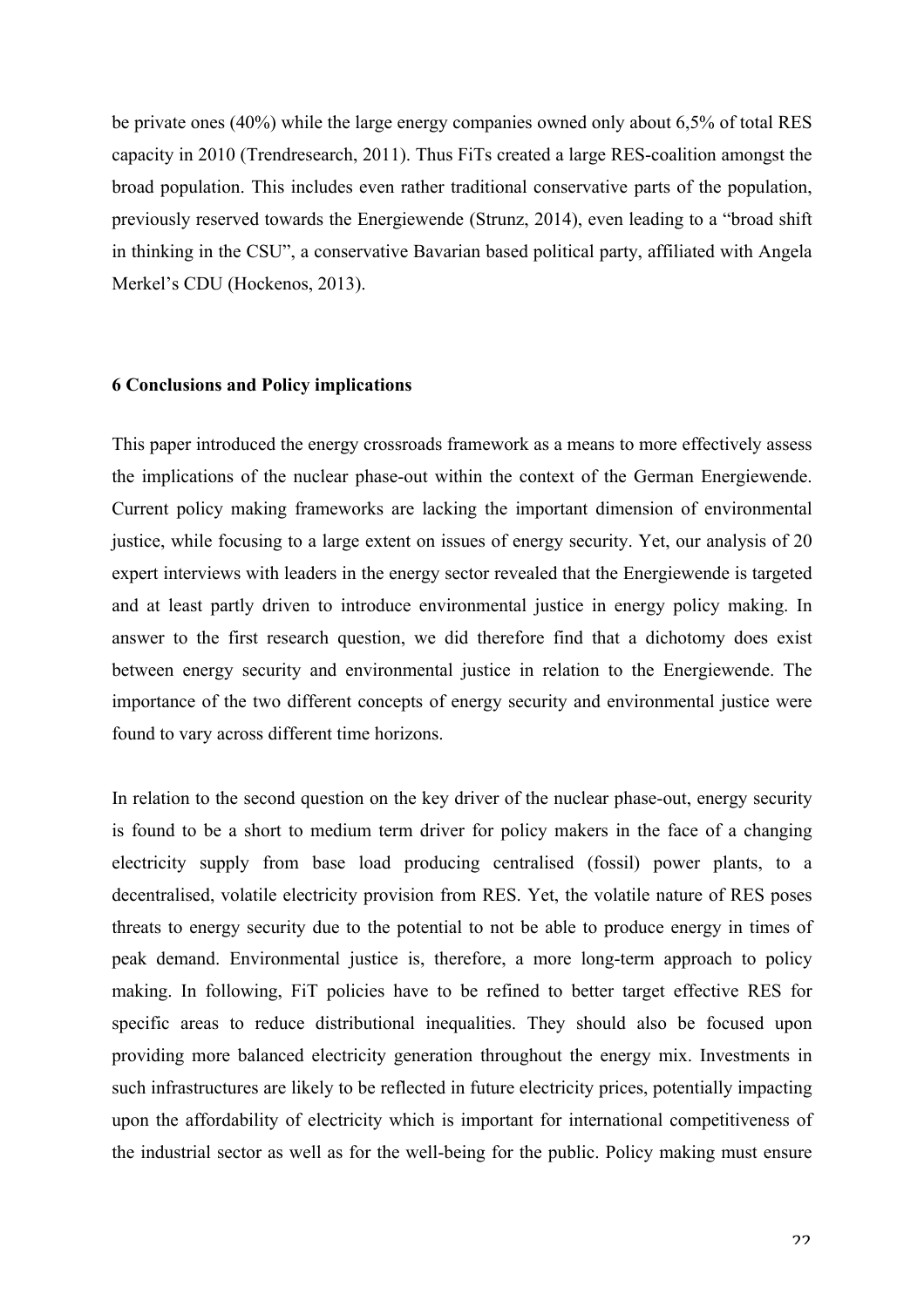be private ones (40%) while the large energy companies owned only about 6,5% of total RES capacity in 2010 (Trendresearch, 2011). Thus FiTs created a large RES-coalition amongst the broad population. This includes even rather traditional conservative parts of the population, previously reserved towards the Energiewende (Strunz, 2014), even leading to a "broad shift in thinking in the CSU", a conservative Bavarian based political party, affiliated with Angela Merkel's CDU (Hockenos, 2013).

## 6 Conclusions and Policy implications

This paper introduced the energy crossroads framework as a means to more effectively assess the implications of the nuclear phase-out within the context of the German Energiewende. Current policy making frameworks are lacking the important dimension of environmental justice, while focusing to a large extent on issues of energy security. Yet, our analysis of 20 expert interviews with leaders in the energy sector revealed that the Energiewende is targeted and at least partly driven to introduce environmental justice in energy policy making. In answer to the first research question, we did therefore find that a dichotomy does exist between energy security and environmental justice in relation to the Energiewende. The importance of the two different concepts of energy security and environmental justice were found to vary across different time horizons.

In relation to the second question on the key driver of the nuclear phase-out, energy security is found to be a short to medium term driver for policy makers in the face of a changing electricity supply from base load producing centralised (fossil) power plants, to a decentralised, volatile electricity provision from RES. Yet, the volatile nature of RES poses threats to energy security due to the potential to not be able to produce energy in times of peak demand. Environmental justice is, therefore, a more long-term approach to policy making. In following, FiT policies have to be refined to better target effective RES for specific areas to reduce distributional inequalities. They should also be focused upon providing more balanced electricity generation throughout the energy mix. Investments in such infrastructures are likely to be reflected in future electricity prices, potentially impacting upon the affordability of electricity which is important for international competitiveness of the industrial sector as well as for the well-being for the public. Policy making must ensure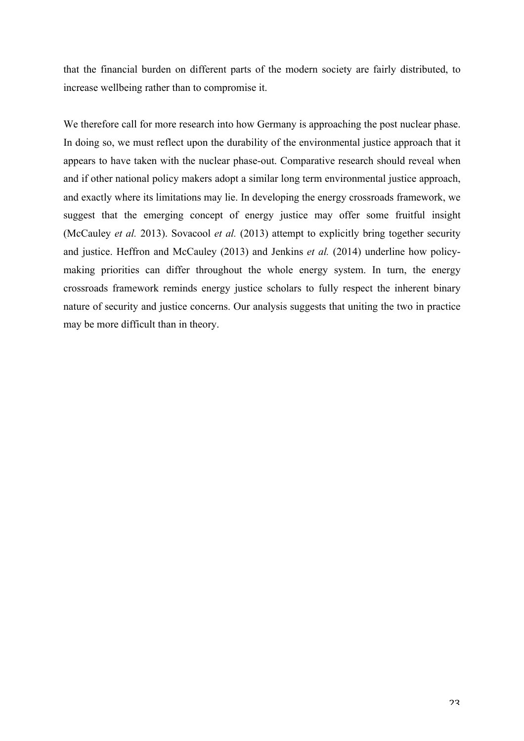that the financial burden on different parts of the modern society are fairly distributed, to increase wellbeing rather than to compromise it.

We therefore call for more research into how Germany is approaching the post nuclear phase. In doing so, we must reflect upon the durability of the environmental justice approach that it appears to have taken with the nuclear phase-out. Comparative research should reveal when and if other national policy makers adopt a similar long term environmental justice approach, and exactly where its limitations may lie. In developing the energy crossroads framework, we suggest that the emerging concept of energy justice may offer some fruitful insight (McCauley *et al.* 2013). Sovacool *et al.* (2013) attempt to explicitly bring together security and justice. Heffron and McCauley (2013) and Jenkins *et al.* (2014) underline how policy-making priorities can differ throughout the whole energy system. In turn, the energy crossroads framework reminds energy justice scholars to fully respect the inherent binary nature of security and justice concerns. Our analysis suggests that uniting the two in practice may be more difficult than in theory.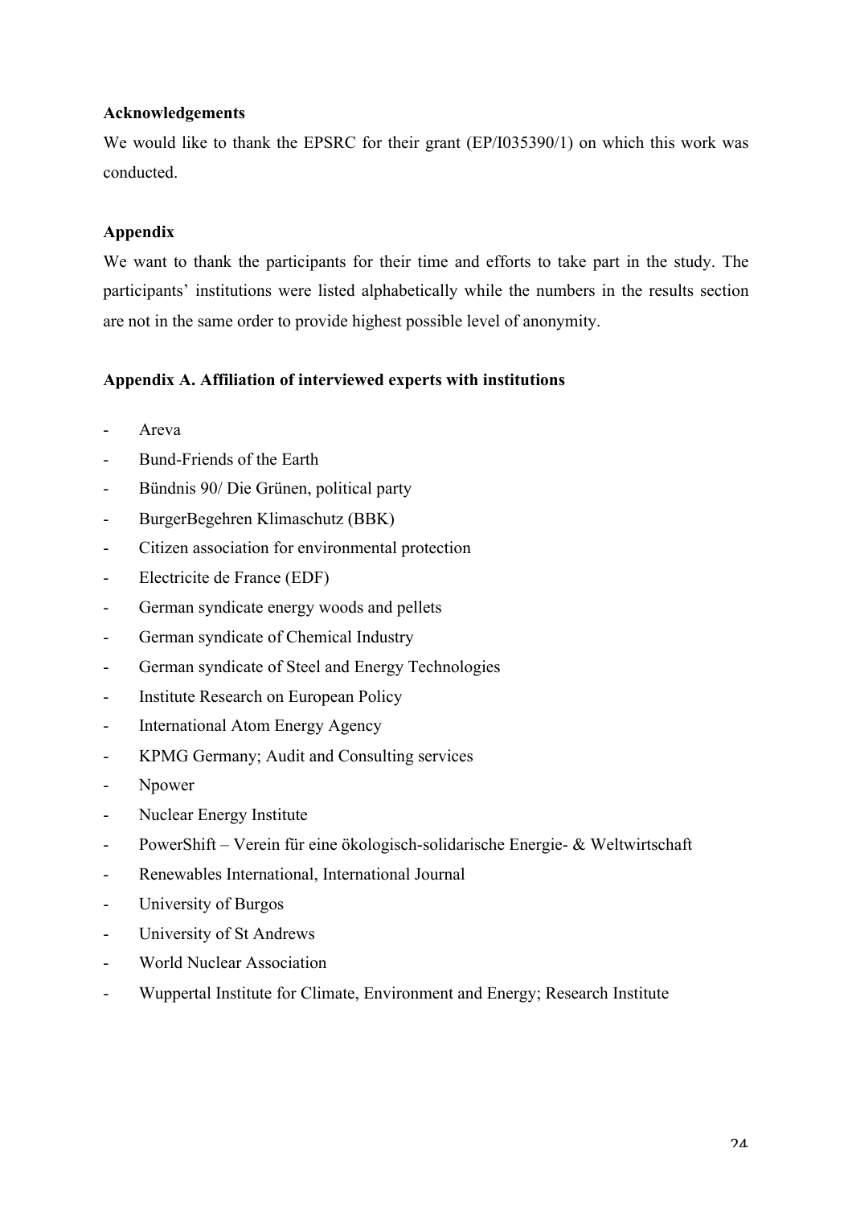**Acknowledgements**

We would like to thank the EPSRC for their grant (EP/I035390/1) on which this work was conducted.

**Appendix**

We want to thank the participants for their time and efforts to take part in the study. The participants' institutions were listed alphabetically while the numbers in the results section are not in the same order to provide highest possible level of anonymity.

**Appendix A. Affiliation of interviewed experts with institutions**

- Areva
- Bund-Friends of the Earth
- Bündnis 90/ Die Grünen, political party
- BurgerBegehren Klimaschutz (BBK)
- Citizen association for environmental protection
- Electricite de France (EDF)
- German syndicate energy woods and pellets
- German syndicate of Chemical Industry
- German syndicate of Steel and Energy Technologies
- Institute Research on European Policy
- International Atom Energy Agency
- KPMG Germany; Audit and Consulting services
- Npower
- Nuclear Energy Institute
- PowerShift – Verein für eine ökologisch-solidarische Energie- & Weltwirtschaft
- Renewables International, International Journal
- University of Burgos
- University of St Andrews
- World Nuclear Association
- Wuppertal Institute for Climate, Environment and Energy; Research Institute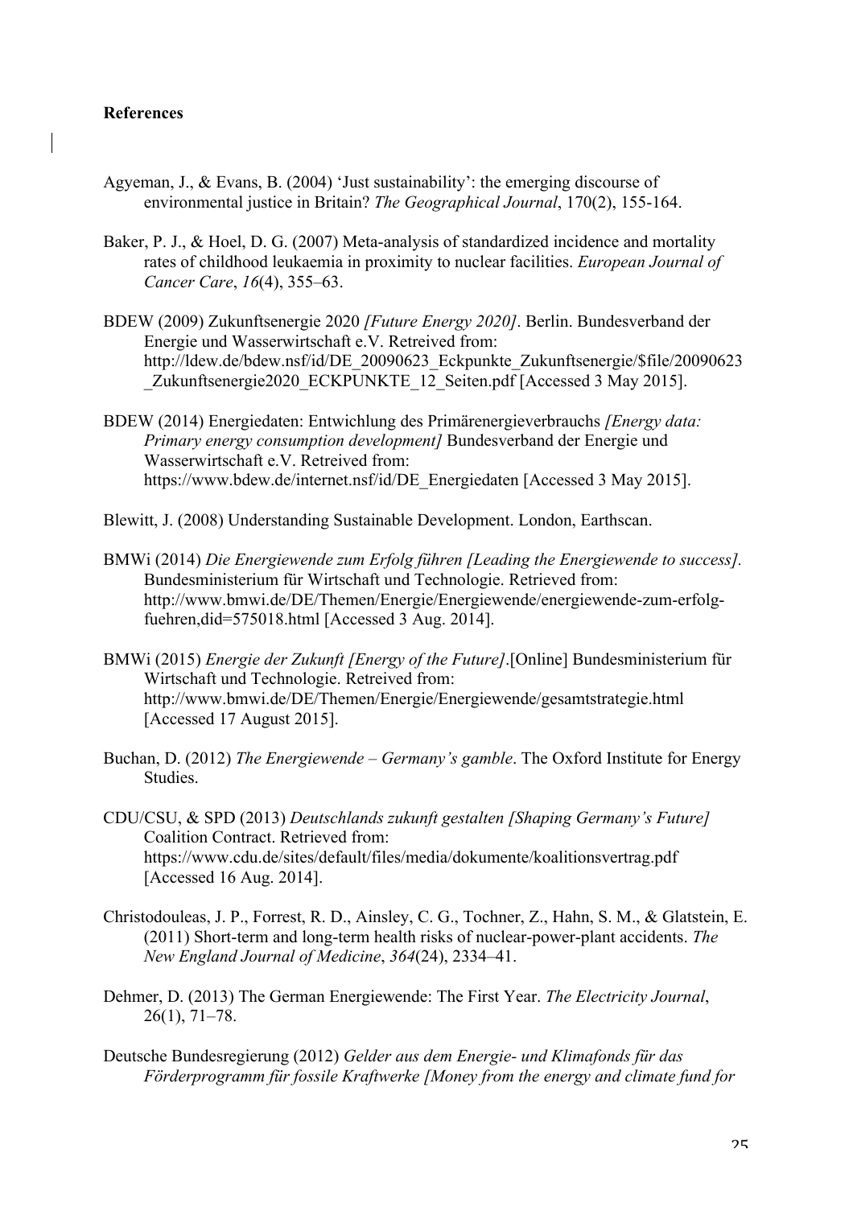**References**

Agyeman, J., & Evans, B. (2004) 'Just sustainability': the emerging discourse of environmental justice in Britain? *The Geographical Journal*, 170(2), 155-164.

Baker, P. J., & Hoel, D. G. (2007) Meta-analysis of standardized incidence and mortality rates of childhood leukaemia in proximity to nuclear facilities. *European Journal of Cancer Care*, *16*(4), 355–63.

BDEW (2009) Zukunftsenergie 2020 *[Future Energy 2020]*. Berlin. Bundesverband der Energie und Wasserwirtschaft e.V. Retreived from: http://ldew.de/bdew.nsf/id/DE_20090623_Eckpunkte_Zukunftsenergie/$file/20090623_Zukunftsenergie2020_ECKPUNKTE_12_Seiten.pdf [Accessed 3 May 2015].

BDEW (2014) Energiedaten: Entwichlung des Primärenergieverbrauchs *[Energy data: Primary energy consumption development]* Bundesverband der Energie und Wasserwirtschaft e.V. Retreived from: https://www.bdew.de/internet.nsf/id/DE_Energiedaten [Accessed 3 May 2015].

Blewitt, J. (2008) Understanding Sustainable Development. London, Earthscan.

BMWi (2014) *Die Energiewende zum Erfolg führen [Leading the Energiewende to success].* Bundesministerium für Wirtschaft und Technologie. Retrieved from: http://www.bmwi.de/DE/Themen/Energie/Energiewende/energiewende-zum-erfolg-fuehren,did=575018.html [Accessed 3 Aug. 2014].

BMWi (2015) *Energie der Zukunft [Energy of the Future]*.[Online] Bundesministerium für Wirtschaft und Technologie. Retreived from: http://www.bmwi.de/DE/Themen/Energie/Energiewende/gesamtstrategie.html [Accessed 17 August 2015].

Buchan, D. (2012) *The Energiewende – Germany's gamble*. The Oxford Institute for Energy Studies.

CDU/CSU, & SPD (2013) *Deutschlands zukunft gestalten [Shaping Germany's Future]* Coalition Contract. Retrieved from: https://www.cdu.de/sites/default/files/media/dokumente/koalitionsvertrag.pdf [Accessed 16 Aug. 2014].

Christodouleas, J. P., Forrest, R. D., Ainsley, C. G., Tochner, Z., Hahn, S. M., & Glatstein, E. (2011) Short-term and long-term health risks of nuclear-power-plant accidents. *The New England Journal of Medicine*, *364*(24), 2334–41.

Dehmer, D. (2013) The German Energiewende: The First Year. *The Electricity Journal*, 26(1), 71–78.

Deutsche Bundesregierung (2012) *Gelder aus dem Energie- und Klimafonds für das Förderprogramm für fossile Kraftwerke [Money from the energy and climate fund for*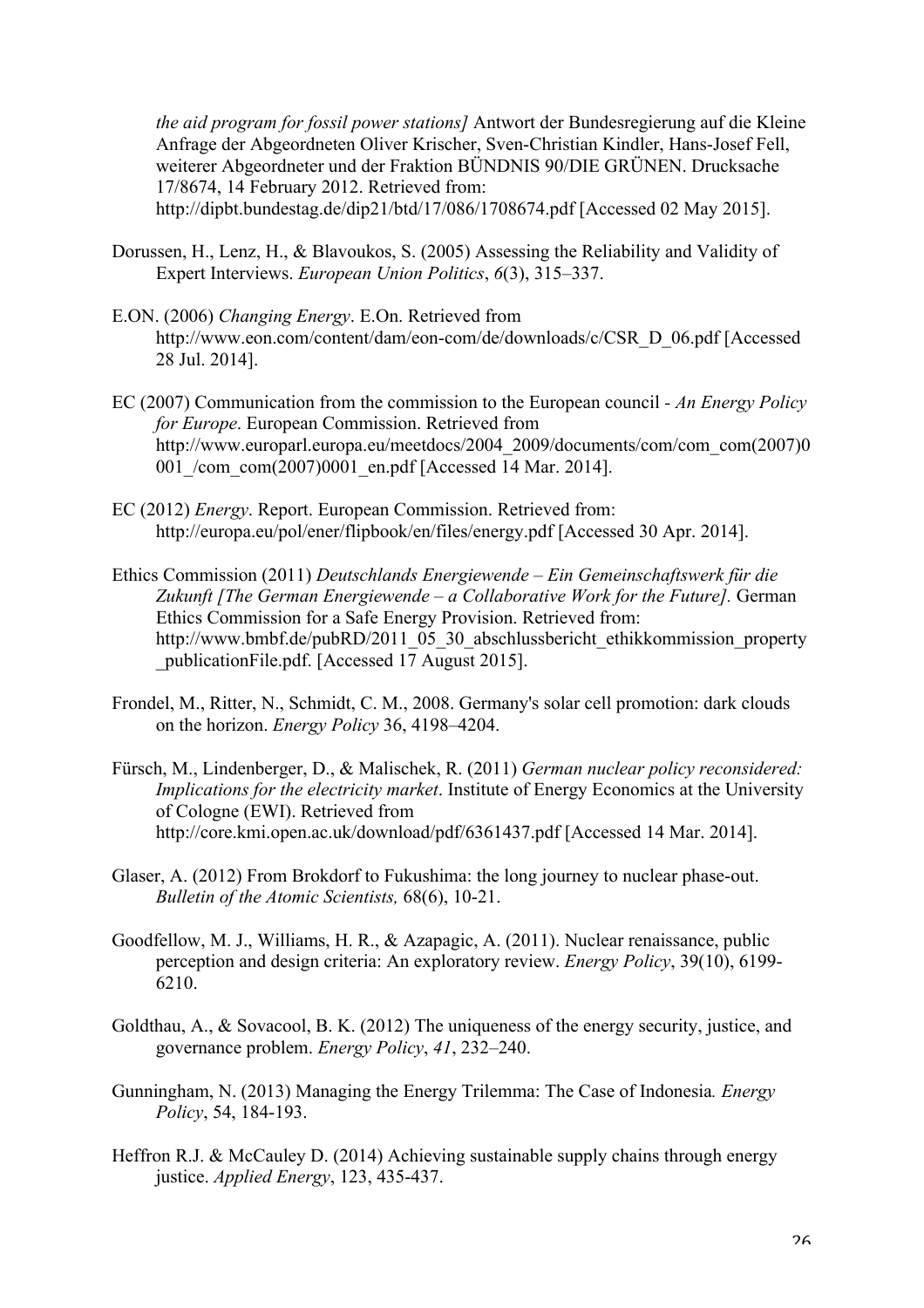*the aid program for fossil power stations]* Antwort der Bundesregierung auf die Kleine Anfrage der Abgeordneten Oliver Krischer, Sven-Christian Kindler, Hans-Josef Fell, weiterer Abgeordneter und der Fraktion BÜNDNIS 90/DIE GRÜNEN. Drucksache 17/8674, 14 February 2012. Retrieved from: http://dipbt.bundestag.de/dip21/btd/17/086/1708674.pdf [Accessed 02 May 2015].

Dorussen, H., Lenz, H., & Blavoukos, S. (2005) Assessing the Reliability and Validity of Expert Interviews. *European Union Politics*, *6*(3), 315–337.

E.ON. (2006) *Changing Energy*. E.On. Retrieved from http://www.eon.com/content/dam/eon-com/de/downloads/c/CSR_D_06.pdf [Accessed 28 Jul. 2014].

EC (2007) Communication from the commission to the European council - *An Energy Policy for Europe*. European Commission. Retrieved from http://www.europarl.europa.eu/meetdocs/2004_2009/documents/com/com_com(2007)0001_/com_com(2007)0001_en.pdf [Accessed 14 Mar. 2014].

EC (2012) *Energy*. Report. European Commission. Retrieved from: http://europa.eu/pol/ener/flipbook/en/files/energy.pdf [Accessed 30 Apr. 2014].

Ethics Commission (2011) *Deutschlands Energiewende – Ein Gemeinschaftswerk für die Zukunft [The German Energiewende – a Collaborative Work for the Future]*. German Ethics Commission for a Safe Energy Provision. Retrieved from: http://www.bmbf.de/pubRD/2011_05_30_abschlussbericht_ethikkommission_property_publicationFile.pdf. [Accessed 17 August 2015].

Frondel, M., Ritter, N., Schmidt, C. M., 2008. Germany's solar cell promotion: dark clouds on the horizon. *Energy Policy* 36, 4198–4204.

Fürsch, M., Lindenberger, D., & Malischek, R. (2011) *German nuclear policy reconsidered: Implications for the electricity market*. Institute of Energy Economics at the University of Cologne (EWI). Retrieved from http://core.kmi.open.ac.uk/download/pdf/6361437.pdf [Accessed 14 Mar. 2014].

Glaser, A. (2012) From Brokdorf to Fukushima: the long journey to nuclear phase-out. *Bulletin of the Atomic Scientists,* 68(6), 10-21.

Goodfellow, M. J., Williams, H. R., & Azapagic, A. (2011). Nuclear renaissance, public perception and design criteria: An exploratory review. *Energy Policy*, 39(10), 6199-6210.

Goldthau, A., & Sovacool, B. K. (2012) The uniqueness of the energy security, justice, and governance problem. *Energy Policy*, *41*, 232–240.

Gunningham, N. (2013) Managing the Energy Trilemma: The Case of Indonesia*. Energy Policy*, 54, 184-193.

Heffron R.J. & McCauley D. (2014) Achieving sustainable supply chains through energy justice. *Applied Energy*, 123, 435-437.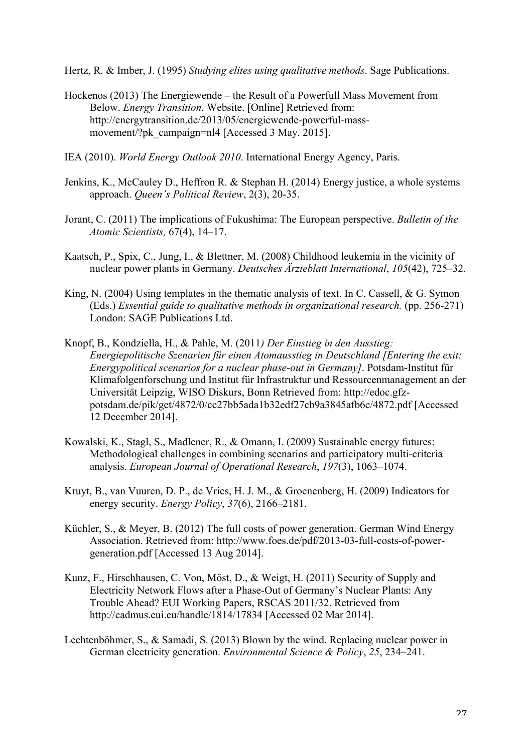Hertz, R. & Imber, J. (1995) *Studying elites using qualitative methods*. Sage Publications.

Hockenos (2013) The Energiewende – the Result of a Powerfull Mass Movement from Below. *Energy Transition*. Website. [Online] Retrieved from: http://energytransition.de/2013/05/energiewende-powerful-mass-movement/?pk_campaign=nl4 [Accessed 3 May. 2015].

IEA (2010). *World Energy Outlook 2010*. International Energy Agency, Paris.

Jenkins, K., McCauley D., Heffron R. & Stephan H. (2014) Energy justice, a whole systems approach. *Queen's Political Review*, 2(3), 20-35.

Jorant, C. (2011) The implications of Fukushima: The European perspective. *Bulletin of the Atomic Scientists,* 67(4), 14–17.

Kaatsch, P., Spix, C., Jung, I., & Blettner, M. (2008) Childhood leukemia in the vicinity of nuclear power plants in Germany. *Deutsches Ärzteblatt International*, *105*(42), 725–32.

King, N. (2004) Using templates in the thematic analysis of text. In C. Cassell, & G. Symon (Eds.) *Essential guide to qualitative methods in organizational research.* (pp. 256-271) London: SAGE Publications Ltd.

Knopf, B., Kondziella, H., & Pahle, M. (2011*) Der Einstieg in den Ausstieg: Energiepolitische Szenarien für einen Atomausstieg in Deutschland [Entering the exit: Energypolitical scenarios for a nuclear phase-out in Germany]*. Potsdam-Institut für Klimafolgenforschung und Institut für Infrastruktur und Ressourcenmanagement an der Universität Leipzig, WISO Diskurs, Bonn Retrieved from: http://edoc.gfz-potsdam.de/pik/get/4872/0/cc27bb5ada1b32edf27cb9a3845afb6c/4872.pdf [Accessed 12 December 2014].

Kowalski, K., Stagl, S., Madlener, R., & Omann, I. (2009) Sustainable energy futures: Methodological challenges in combining scenarios and participatory multi-criteria analysis. *European Journal of Operational Research*, *197*(3), 1063–1074.

Kruyt, B., van Vuuren, D. P., de Vries, H. J. M., & Groenenberg, H. (2009) Indicators for energy security. *Energy Policy*, *37*(6), 2166–2181.

Küchler, S., & Meyer, B. (2012) The full costs of power generation. German Wind Energy Association. Retrieved from: http://www.foes.de/pdf/2013-03-full-costs-of-power-generation.pdf [Accessed 13 Aug 2014].

Kunz, F., Hirschhausen, C. Von, Möst, D., & Weigt, H. (2011) Security of Supply and Electricity Network Flows after a Phase-Out of Germany's Nuclear Plants: Any Trouble Ahead? EUI Working Papers, RSCAS 2011/32. Retrieved from http://cadmus.eui.eu/handle/1814/17834 [Accessed 02 Mar 2014].

Lechtenböhmer, S., & Samadi, S. (2013) Blown by the wind. Replacing nuclear power in German electricity generation. *Environmental Science & Policy*, *25*, 234–241.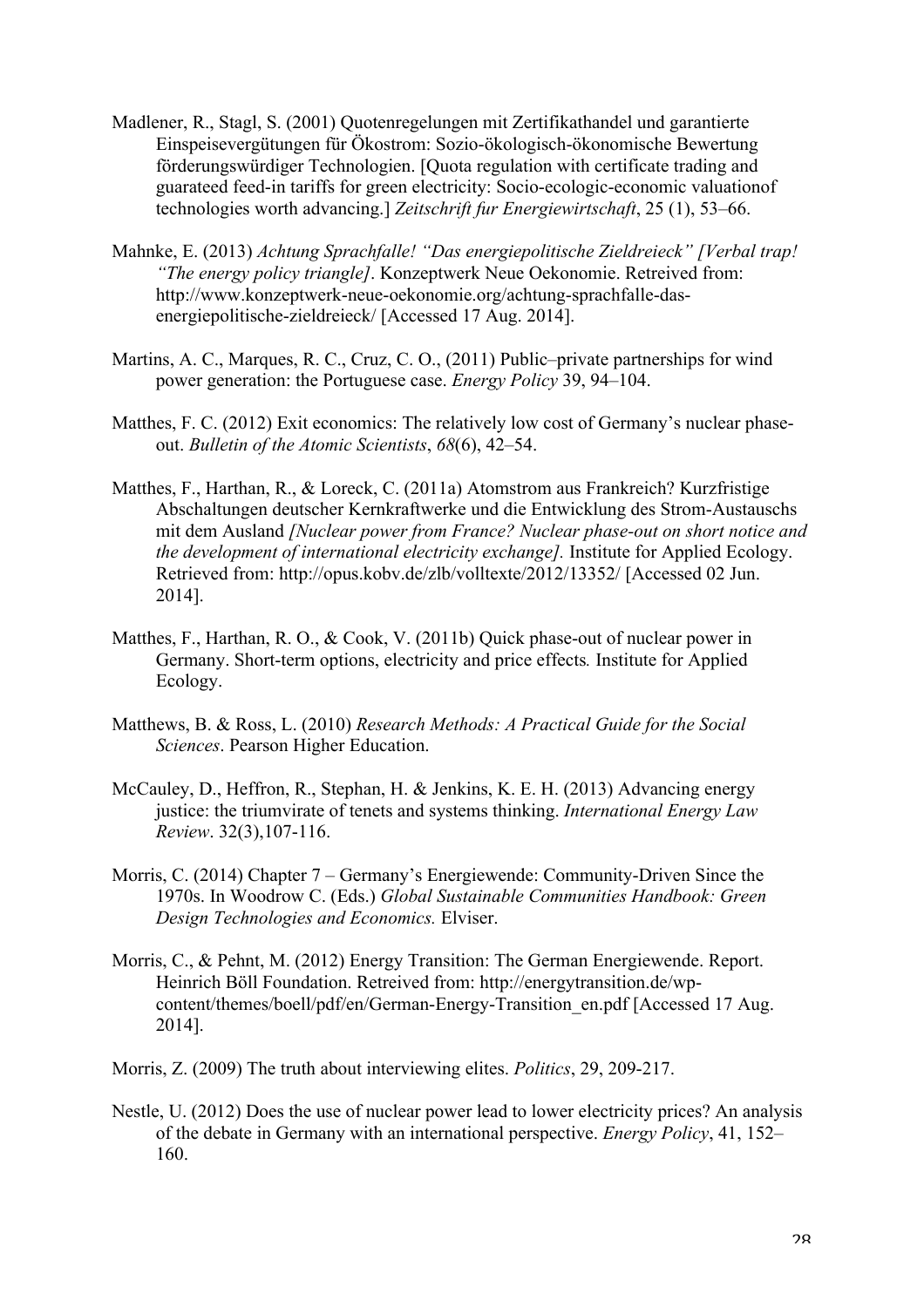Madlener, R., Stagl, S. (2001) Quotenregelungen mit Zertifikathandel und garantierte Einspeisevergütungen für Ökostrom: Sozio-ökologisch-ökonomische Bewertung förderungswürdiger Technologien. [Quota regulation with certificate trading and guarateed feed-in tariffs for green electricity: Socio-ecologic-economic valuationof technologies worth advancing.] *Zeitschrift fur Energiewirtschaft*, 25 (1), 53–66.

Mahnke, E. (2013) *Achtung Sprachfalle! "Das energiepolitische Zieldreieck" [Verbal trap! "The energy policy triangle]*. Konzeptwerk Neue Oekonomie. Retreived from: http://www.konzeptwerk-neue-oekonomie.org/achtung-sprachfalle-das-energiepolitische-zieldreieck/ [Accessed 17 Aug. 2014].

Martins, A. C., Marques, R. C., Cruz, C. O., (2011) Public–private partnerships for wind power generation: the Portuguese case. *Energy Policy* 39, 94–104.

Matthes, F. C. (2012) Exit economics: The relatively low cost of Germany's nuclear phase-out. *Bulletin of the Atomic Scientists*, *68*(6), 42–54.

Matthes, F., Harthan, R., & Loreck, C. (2011a) Atomstrom aus Frankreich? Kurzfristige Abschaltungen deutscher Kernkraftwerke und die Entwicklung des Strom-Austauschs mit dem Ausland *[Nuclear power from France? Nuclear phase-out on short notice and the development of international electricity exchange].* Institute for Applied Ecology. Retrieved from: http://opus.kobv.de/zlb/volltexte/2012/13352/ [Accessed 02 Jun. 2014].

Matthes, F., Harthan, R. O., & Cook, V. (2011b) Quick phase-out of nuclear power in Germany. Short-term options, electricity and price effects*.* Institute for Applied Ecology.

Matthews, B. & Ross, L. (2010) *Research Methods: A Practical Guide for the Social Sciences*. Pearson Higher Education.

McCauley, D., Heffron, R., Stephan, H. & Jenkins, K. E. H. (2013) Advancing energy justice: the triumvirate of tenets and systems thinking. *International Energy Law Review*. 32(3),107-116.

Morris, C. (2014) Chapter 7 – Germany's Energiewende: Community-Driven Since the 1970s. In Woodrow C. (Eds.) *Global Sustainable Communities Handbook: Green Design Technologies and Economics.* Elviser.

Morris, C., & Pehnt, M. (2012) Energy Transition: The German Energiewende. Report. Heinrich Böll Foundation. Retreived from: http://energytransition.de/wp-content/themes/boell/pdf/en/German-Energy-Transition_en.pdf [Accessed 17 Aug. 2014].

Morris, Z. (2009) The truth about interviewing elites. *Politics*, 29, 209-217.

Nestle, U. (2012) Does the use of nuclear power lead to lower electricity prices? An analysis of the debate in Germany with an international perspective. *Energy Policy*, 41, 152–160.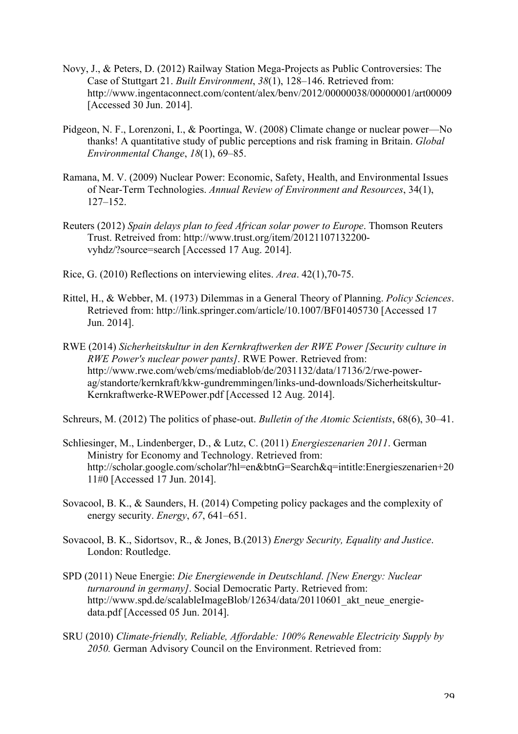Novy, J., & Peters, D. (2012) Railway Station Mega-Projects as Public Controversies: The Case of Stuttgart 21. *Built Environment*, *38*(1), 128–146. Retrieved from: http://www.ingentaconnect.com/content/alex/benv/2012/00000038/00000001/art00009 [Accessed 30 Jun. 2014].

Pidgeon, N. F., Lorenzoni, I., & Poortinga, W. (2008) Climate change or nuclear power—No thanks! A quantitative study of public perceptions and risk framing in Britain. *Global Environmental Change*, *18*(1), 69–85.

Ramana, M. V. (2009) Nuclear Power: Economic, Safety, Health, and Environmental Issues of Near-Term Technologies. *Annual Review of Environment and Resources*, 34(1), 127–152.

Reuters (2012) *Spain delays plan to feed African solar power to Europe*. Thomson Reuters Trust. Retreived from: http://www.trust.org/item/20121107132200-vyhdz/?source=search [Accessed 17 Aug. 2014].

Rice, G. (2010) Reflections on interviewing elites. *Area*. 42(1),70-75.

Rittel, H., & Webber, M. (1973) Dilemmas in a General Theory of Planning. *Policy Sciences*. Retrieved from: http://link.springer.com/article/10.1007/BF01405730 [Accessed 17 Jun. 2014].

RWE (2014) *Sicherheitskultur in den Kernkraftwerken der RWE Power [Security culture in RWE Power's nuclear power pants]*. RWE Power. Retrieved from: http://www.rwe.com/web/cms/mediablob/de/2031132/data/17136/2/rwe-power-ag/standorte/kernkraft/kkw-gundremmingen/links-und-downloads/Sicherheitskultur-Kernkraftwerke-RWEPower.pdf [Accessed 12 Aug. 2014].

Schreurs, M. (2012) The politics of phase-out. *Bulletin of the Atomic Scientists*, 68(6), 30–41.

Schliesinger, M., Lindenberger, D., & Lutz, C. (2011) *Energieszenarien 2011*. German Ministry for Economy and Technology. Retrieved from: http://scholar.google.com/scholar?hl=en&btnG=Search&q=intitle:Energieszenarien+2011#0 [Accessed 17 Jun. 2014].

Sovacool, B. K., & Saunders, H. (2014) Competing policy packages and the complexity of energy security. *Energy*, *67*, 641–651.

Sovacool, B. K., Sidortsov, R., & Jones, B.(2013) *Energy Security, Equality and Justice*. London: Routledge.

SPD (2011) Neue Energie: *Die Energiewende in Deutschland*. *[New Energy: Nuclear turnaround in germany]*. Social Democratic Party. Retrieved from: http://www.spd.de/scalableImageBlob/12634/data/20110601_akt_neue_energie-data.pdf [Accessed 05 Jun. 2014].

SRU (2010) *Climate-friendly, Reliable, Affordable: 100% Renewable Electricity Supply by 2050.* German Advisory Council on the Environment. Retrieved from: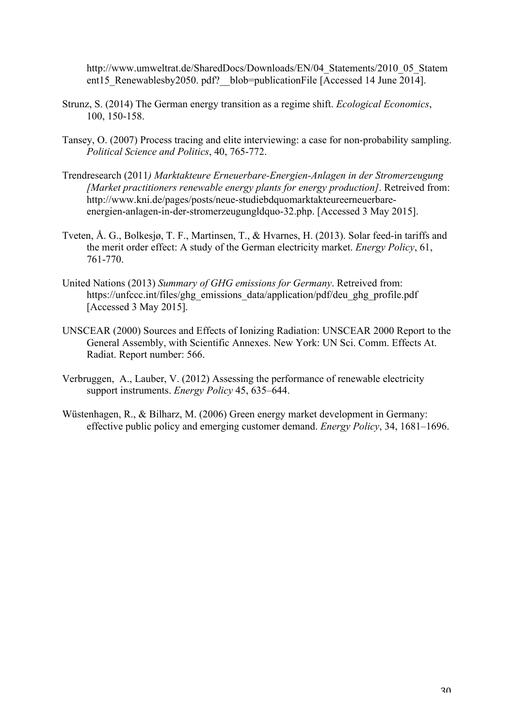http://www.umweltrat.de/SharedDocs/Downloads/EN/04_Statements/2010_05_Statement15_Renewablesby2050. pdf?__blob=publicationFile [Accessed 14 June 2014].

Strunz, S. (2014) The German energy transition as a regime shift. *Ecological Economics*, 100, 150-158.

Tansey, O. (2007) Process tracing and elite interviewing: a case for non-probability sampling. *Political Science and Politics*, 40, 765-772.

Trendresearch (2011*) Marktakteure Erneuerbare-Energien-Anlagen in der Stromerzeugung [Market practitioners renewable energy plants for energy production]*. Retreived from: http://www.kni.de/pages/posts/neue-studiebdquomarktakteureerneuerbare-energien-anlagen-in-der-stromerzeugungldquo-32.php. [Accessed 3 May 2015].

Tveten, Å. G., Bolkesjø, T. F., Martinsen, T., & Hvarnes, H. (2013). Solar feed-in tariffs and the merit order effect: A study of the German electricity market. *Energy Policy*, 61, 761-770.

United Nations (2013) *Summary of GHG emissions for Germany*. Retreived from: https://unfccc.int/files/ghg_emissions_data/application/pdf/deu_ghg_profile.pdf [Accessed 3 May 2015].

UNSCEAR (2000) Sources and Effects of Ionizing Radiation: UNSCEAR 2000 Report to the General Assembly, with Scientific Annexes. New York: UN Sci. Comm. Effects At. Radiat. Report number: 566.

Verbruggen, A., Lauber, V. (2012) Assessing the performance of renewable electricity support instruments. *Energy Policy* 45, 635–644.

Wüstenhagen, R., & Bilharz, M. (2006) Green energy market development in Germany: effective public policy and emerging customer demand. *Energy Policy*, 34, 1681–1696.